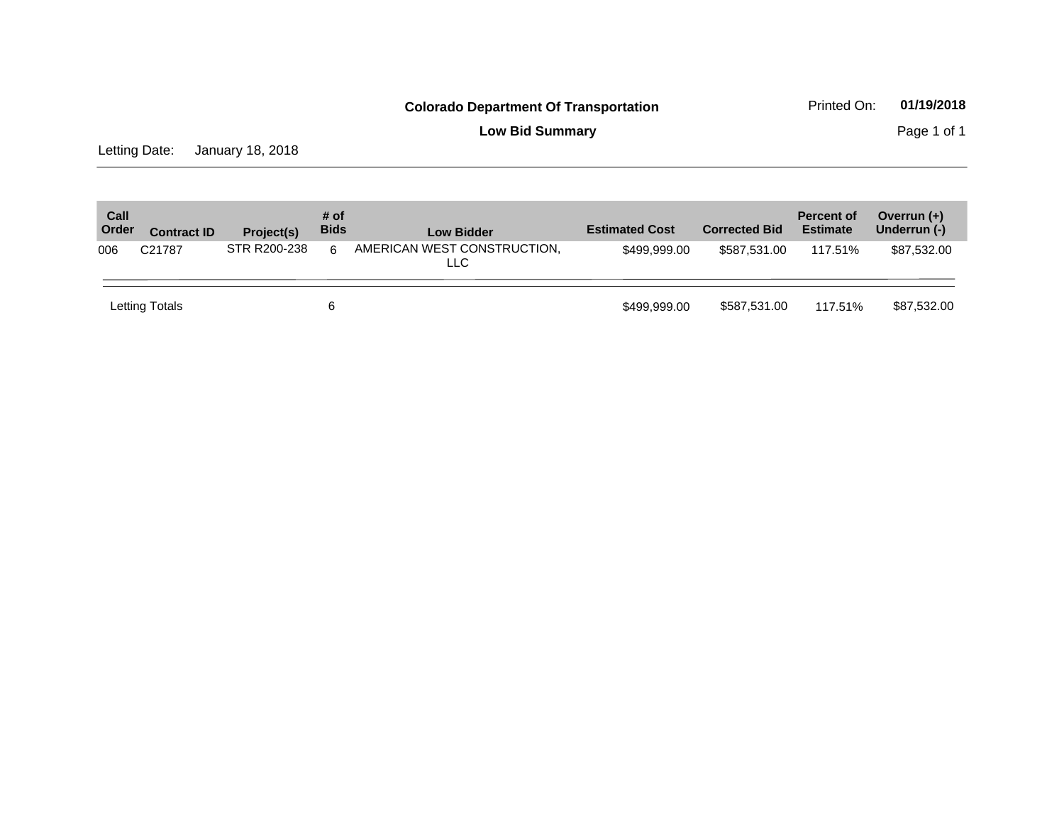**Colorado Department Of Transportation**

Printed On: **01/19/2018**

**Low Bid Summary**

Letting Date: January 18, 2018

| Call Order | Contract ID | Project(s) | # of Bids | Low Bidder | Estimated Cost | Corrected Bid | Percent of Estimate | Overrun (+) Underrun (-) |
|---|---|---|---|---|---|---|---|---|
| 006 | C21787 | STR R200-238 | 6 | AMERICAN WEST CONSTRUCTION, LLC | $499,999.00 | $587,531.00 | 117.51% | $87,532.00 |
| Letting Totals | | | 6 | | $499,999.00 | $587,531.00 | 117.51% | $87,532.00 |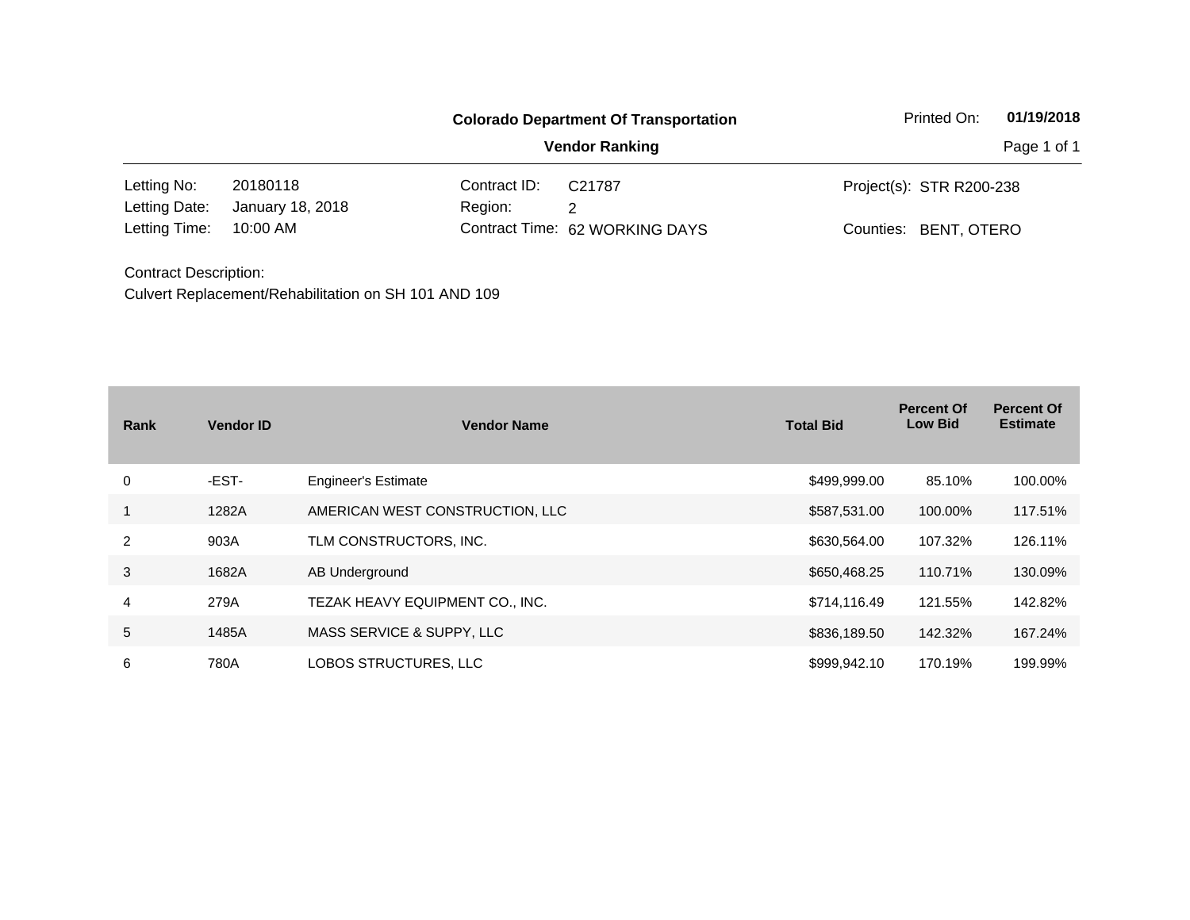**Colorado Department Of Transportation**

**Vendor Ranking**

Printed On: **01/19/2018**

| | | | | | |
|---|---|---|---|---|---|
| Letting No: | 20180118 | Contract ID: | C21787 | Project(s): | STR R200-238 |
| Letting Date: | January 18, 2018 | Region: | 2 | | |
| Letting Time: | 10:00 AM | Contract Time: | 62 WORKING DAYS | Counties: | BENT, OTERO |

Contract Description:

Culvert Replacement/Rehabilitation on SH 101 AND 109

| Rank | Vendor ID | Vendor Name | Total Bid | Percent Of Low Bid | Percent Of Estimate |
|---|---|---|---|---|---|
| 0 | -EST- | Engineer's Estimate | $499,999.00 | 85.10% | 100.00% |
| 1 | 1282A | AMERICAN WEST CONSTRUCTION, LLC | $587,531.00 | 100.00% | 117.51% |
| 2 | 903A | TLM CONSTRUCTORS, INC. | $630,564.00 | 107.32% | 126.11% |
| 3 | 1682A | AB Underground | $650,468.25 | 110.71% | 130.09% |
| 4 | 279A | TEZAK HEAVY EQUIPMENT CO., INC. | $714,116.49 | 121.55% | 142.82% |
| 5 | 1485A | MASS SERVICE & SUPPY, LLC | $836,189.50 | 142.32% | 167.24% |
| 6 | 780A | LOBOS STRUCTURES, LLC | $999,942.10 | 170.19% | 199.99% |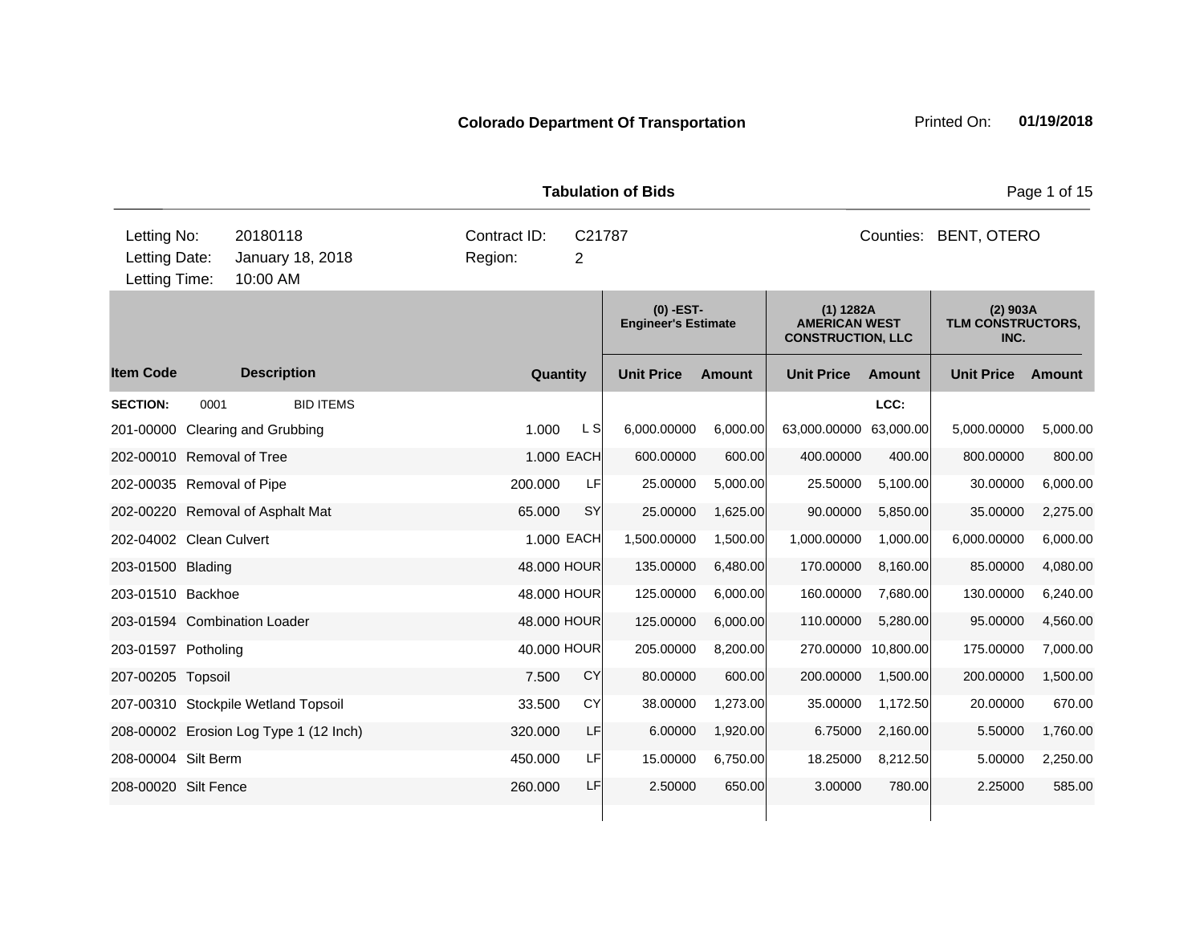**Colorado Department Of Transportation** Printed On: **01/19/2018**

**Tabulation of Bids**

| | | | |
|---|---|---|---|
| Letting No: | 20180118 | Contract ID: | C21787 |
| Letting Date: | January 18, 2018 | Region: | 2 |
| Letting Time: | 10:00 AM | Counties: | BENT, OTERO |

| | | | | (0) -EST- Engineer's Estimate | | (1) 1282A AMERICAN WEST CONSTRUCTION, LLC | | (2) 903A TLM CONSTRUCTORS, INC. | |
|---|---|---|---|---|---|---|---|---|---|
| **Item Code** | **Description** | **Quantity** | | **Unit Price** | **Amount** | **Unit Price** | **Amount** | **Unit Price** | **Amount** |
| **SECTION:** | 0001 BID ITEMS | | | | | | LCC: | | |
| 201-00000 | Clearing and Grubbing | 1.000 | L S | 6,000.00000 | 6,000.00 | 63,000.00000 | 63,000.00 | 5,000.00000 | 5,000.00 |
| 202-00010 | Removal of Tree | 1.000 | EACH | 600.00000 | 600.00 | 400.00000 | 400.00 | 800.00000 | 800.00 |
| 202-00035 | Removal of Pipe | 200.000 | LF | 25.00000 | 5,000.00 | 25.50000 | 5,100.00 | 30.00000 | 6,000.00 |
| 202-00220 | Removal of Asphalt Mat | 65.000 | SY | 25.00000 | 1,625.00 | 90.00000 | 5,850.00 | 35.00000 | 2,275.00 |
| 202-04002 | Clean Culvert | 1.000 | EACH | 1,500.00000 | 1,500.00 | 1,000.00000 | 1,000.00 | 6,000.00000 | 6,000.00 |
| 203-01500 | Blading | 48.000 | HOUR | 135.00000 | 6,480.00 | 170.00000 | 8,160.00 | 85.00000 | 4,080.00 |
| 203-01510 | Backhoe | 48.000 | HOUR | 125.00000 | 6,000.00 | 160.00000 | 7,680.00 | 130.00000 | 6,240.00 |
| 203-01594 | Combination Loader | 48.000 | HOUR | 125.00000 | 6,000.00 | 110.00000 | 5,280.00 | 95.00000 | 4,560.00 |
| 203-01597 | Potholing | 40.000 | HOUR | 205.00000 | 8,200.00 | 270.00000 | 10,800.00 | 175.00000 | 7,000.00 |
| 207-00205 | Topsoil | 7.500 | CY | 80.00000 | 600.00 | 200.00000 | 1,500.00 | 200.00000 | 1,500.00 |
| 207-00310 | Stockpile Wetland Topsoil | 33.500 | CY | 38.00000 | 1,273.00 | 35.00000 | 1,172.50 | 20.00000 | 670.00 |
| 208-00002 | Erosion Log Type 1 (12 Inch) | 320.000 | LF | 6.00000 | 1,920.00 | 6.75000 | 2,160.00 | 5.50000 | 1,760.00 |
| 208-00004 | Silt Berm | 450.000 | LF | 15.00000 | 6,750.00 | 18.25000 | 8,212.50 | 5.00000 | 2,250.00 |
| 208-00020 | Silt Fence | 260.000 | LF | 2.50000 | 650.00 | 3.00000 | 780.00 | 2.25000 | 585.00 |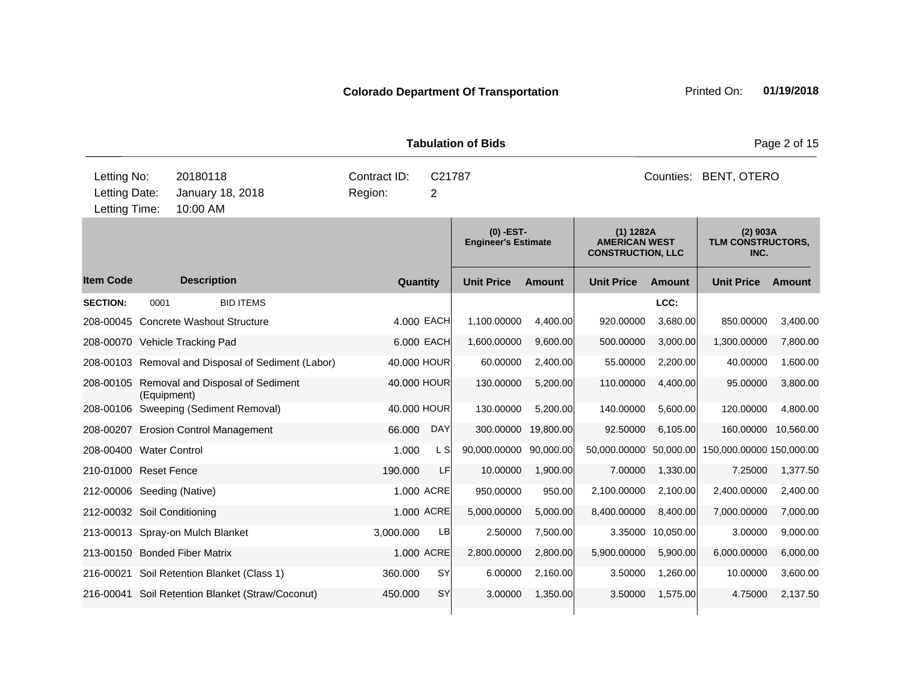**Colorado Department Of Transportation** Printed On: **01/19/2018**

**Tabulation of Bids**

| | | | | |
|---|---|---|---|---|
| Letting No: | 20180118 | Contract ID: | C21787 | Counties: BENT, OTERO |
| Letting Date: | January 18, 2018 | Region: | 2 | |
| Letting Time: | 10:00 AM | | | |

| | | | | (0) -EST- Engineer's Estimate | | (1) 1282A AMERICAN WEST CONSTRUCTION, LLC | | (2) 903A TLM CONSTRUCTORS, INC. | |
|---|---|---|---|---|---|---|---|---|---|
| **Item Code** | **Description** | **Quantity** | | **Unit Price** | **Amount** | **Unit Price** | **Amount** | **Unit Price** | **Amount** |
| **SECTION:** | 0001 BID ITEMS | | | | | | LCC: | | |
| 208-00045 | Concrete Washout Structure | 4.000 | EACH | 1,100.00000 | 4,400.00 | 920.00000 | 3,680.00 | 850.00000 | 3,400.00 |
| 208-00070 | Vehicle Tracking Pad | 6.000 | EACH | 1,600.00000 | 9,600.00 | 500.00000 | 3,000.00 | 1,300.00000 | 7,800.00 |
| 208-00103 | Removal and Disposal of Sediment (Labor) | 40.000 | HOUR | 60.00000 | 2,400.00 | 55.00000 | 2,200.00 | 40.00000 | 1,600.00 |
| 208-00105 | Removal and Disposal of Sediment (Equipment) | 40.000 | HOUR | 130.00000 | 5,200.00 | 110.00000 | 4,400.00 | 95.00000 | 3,800.00 |
| 208-00106 | Sweeping (Sediment Removal) | 40.000 | HOUR | 130.00000 | 5,200.00 | 140.00000 | 5,600.00 | 120.00000 | 4,800.00 |
| 208-00207 | Erosion Control Management | 66.000 | DAY | 300.00000 | 19,800.00 | 92.50000 | 6,105.00 | 160.00000 | 10,560.00 |
| 208-00400 | Water Control | 1.000 | L S | 90,000.00000 | 90,000.00 | 50,000.00000 | 50,000.00 | 150,000.00000 | 150,000.00 |
| 210-01000 | Reset Fence | 190.000 | LF | 10.00000 | 1,900.00 | 7.00000 | 1,330.00 | 7.25000 | 1,377.50 |
| 212-00006 | Seeding (Native) | 1.000 | ACRE | 950.00000 | 950.00 | 2,100.00000 | 2,100.00 | 2,400.00000 | 2,400.00 |
| 212-00032 | Soil Conditioning | 1.000 | ACRE | 5,000.00000 | 5,000.00 | 8,400.00000 | 8,400.00 | 7,000.00000 | 7,000.00 |
| 213-00013 | Spray-on Mulch Blanket | 3,000.000 | LB | 2.50000 | 7,500.00 | 3.35000 | 10,050.00 | 3.00000 | 9,000.00 |
| 213-00150 | Bonded Fiber Matrix | 1.000 | ACRE | 2,800.00000 | 2,800.00 | 5,900.00000 | 5,900.00 | 6,000.00000 | 6,000.00 |
| 216-00021 | Soil Retention Blanket (Class 1) | 360.000 | SY | 6.00000 | 2,160.00 | 3.50000 | 1,260.00 | 10.00000 | 3,600.00 |
| 216-00041 | Soil Retention Blanket (Straw/Coconut) | 450.000 | SY | 3.00000 | 1,350.00 | 3.50000 | 1,575.00 | 4.75000 | 2,137.50 |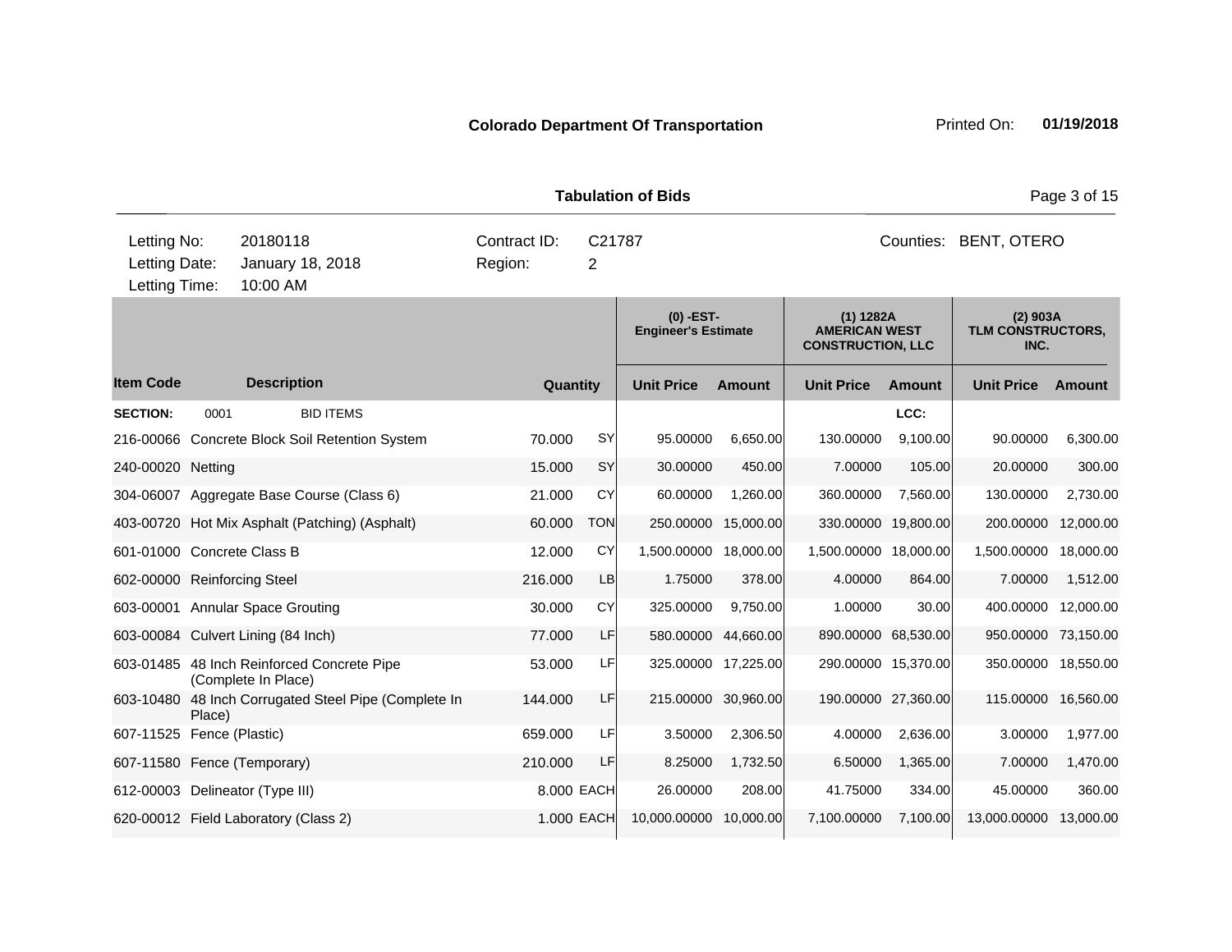**Colorado Department Of Transportation** Printed On: **01/19/2018**

**Tabulation of Bids**

| Letting No: | 20180118 | Contract ID: | C21787 | Counties: | BENT, OTERO |
|---|---|---|---|---|---|
| Letting Date: | January 18, 2018 | Region: | 2 | | |
| Letting Time: | 10:00 AM | | | | |

| | | | | (0) -EST- Engineer's Estimate | | (1) 1282A AMERICAN WEST CONSTRUCTION, LLC | | (2) 903A TLM CONSTRUCTORS, INC. | |
|---|---|---|---|---|---|---|---|---|---|
| **Item Code** | **Description** | **Quantity** | | **Unit Price** | **Amount** | **Unit Price** | **Amount** | **Unit Price** | **Amount** |
| **SECTION:** | 0001 BID ITEMS | | | | | | LCC: | | |
| 216-00066 | Concrete Block Soil Retention System | 70.000 | SY | 95.00000 | 6,650.00 | 130.00000 | 9,100.00 | 90.00000 | 6,300.00 |
| 240-00020 | Netting | 15.000 | SY | 30.00000 | 450.00 | 7.00000 | 105.00 | 20.00000 | 300.00 |
| 304-06007 | Aggregate Base Course (Class 6) | 21.000 | CY | 60.00000 | 1,260.00 | 360.00000 | 7,560.00 | 130.00000 | 2,730.00 |
| 403-00720 | Hot Mix Asphalt (Patching) (Asphalt) | 60.000 | TON | 250.00000 | 15,000.00 | 330.00000 | 19,800.00 | 200.00000 | 12,000.00 |
| 601-01000 | Concrete Class B | 12.000 | CY | 1,500.00000 | 18,000.00 | 1,500.00000 | 18,000.00 | 1,500.00000 | 18,000.00 |
| 602-00000 | Reinforcing Steel | 216.000 | LB | 1.75000 | 378.00 | 4.00000 | 864.00 | 7.00000 | 1,512.00 |
| 603-00001 | Annular Space Grouting | 30.000 | CY | 325.00000 | 9,750.00 | 1.00000 | 30.00 | 400.00000 | 12,000.00 |
| 603-00084 | Culvert Lining (84 Inch) | 77.000 | LF | 580.00000 | 44,660.00 | 890.00000 | 68,530.00 | 950.00000 | 73,150.00 |
| 603-01485 | 48 Inch Reinforced Concrete Pipe (Complete In Place) | 53.000 | LF | 325.00000 | 17,225.00 | 290.00000 | 15,370.00 | 350.00000 | 18,550.00 |
| 603-10480 | 48 Inch Corrugated Steel Pipe (Complete In Place) | 144.000 | LF | 215.00000 | 30,960.00 | 190.00000 | 27,360.00 | 115.00000 | 16,560.00 |
| 607-11525 | Fence (Plastic) | 659.000 | LF | 3.50000 | 2,306.50 | 4.00000 | 2,636.00 | 3.00000 | 1,977.00 |
| 607-11580 | Fence (Temporary) | 210.000 | LF | 8.25000 | 1,732.50 | 6.50000 | 1,365.00 | 7.00000 | 1,470.00 |
| 612-00003 | Delineator (Type III) | 8.000 | EACH | 26.00000 | 208.00 | 41.75000 | 334.00 | 45.00000 | 360.00 |
| 620-00012 | Field Laboratory (Class 2) | 1.000 | EACH | 10,000.00000 | 10,000.00 | 7,100.00000 | 7,100.00 | 13,000.00000 | 13,000.00 |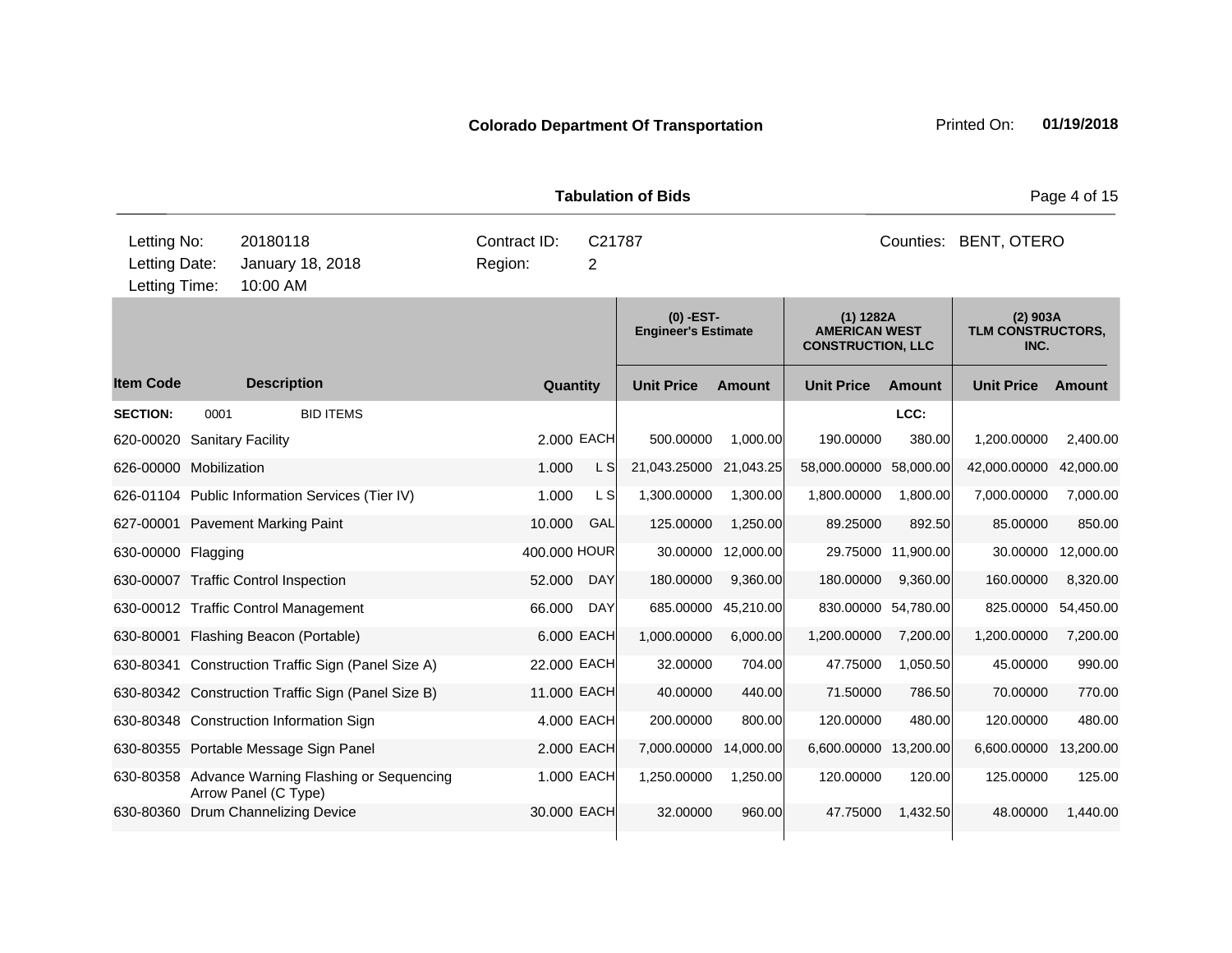**Colorado Department Of Transportation** Printed On: **01/19/2018**

**Tabulation of Bids**

| | | | |
|---|---|---|---|
| Letting No: | 20180118 | Contract ID: | C21787 |
| Letting Date: | January 18, 2018 | Region: | 2 |
| Letting Time: | 10:00 AM | | |

Counties: BENT, OTERO

| | | | | (0) -EST- Engineer's Estimate | | (1) 1282A AMERICAN WEST CONSTRUCTION, LLC | | (2) 903A TLM CONSTRUCTORS, INC. | |
|---|---|---|---|---|---|---|---|---|---|
| **Item Code** | **Description** | **Quantity** | | **Unit Price** | **Amount** | **Unit Price** | **Amount** | **Unit Price** | **Amount** |
| **SECTION:** | 0001 BID ITEMS | | | | | | LCC: | | |
| 620-00020 | Sanitary Facility | 2.000 | EACH | 500.00000 | 1,000.00 | 190.00000 | 380.00 | 1,200.00000 | 2,400.00 |
| 626-00000 | Mobilization | 1.000 | L S | 21,043.25000 | 21,043.25 | 58,000.00000 | 58,000.00 | 42,000.00000 | 42,000.00 |
| 626-01104 | Public Information Services (Tier IV) | 1.000 | L S | 1,300.00000 | 1,300.00 | 1,800.00000 | 1,800.00 | 7,000.00000 | 7,000.00 |
| 627-00001 | Pavement Marking Paint | 10.000 | GAL | 125.00000 | 1,250.00 | 89.25000 | 892.50 | 85.00000 | 850.00 |
| 630-00000 | Flagging | 400.000 | HOUR | 30.00000 | 12,000.00 | 29.75000 | 11,900.00 | 30.00000 | 12,000.00 |
| 630-00007 | Traffic Control Inspection | 52.000 | DAY | 180.00000 | 9,360.00 | 180.00000 | 9,360.00 | 160.00000 | 8,320.00 |
| 630-00012 | Traffic Control Management | 66.000 | DAY | 685.00000 | 45,210.00 | 830.00000 | 54,780.00 | 825.00000 | 54,450.00 |
| 630-80001 | Flashing Beacon (Portable) | 6.000 | EACH | 1,000.00000 | 6,000.00 | 1,200.00000 | 7,200.00 | 1,200.00000 | 7,200.00 |
| 630-80341 | Construction Traffic Sign (Panel Size A) | 22.000 | EACH | 32.00000 | 704.00 | 47.75000 | 1,050.50 | 45.00000 | 990.00 |
| 630-80342 | Construction Traffic Sign (Panel Size B) | 11.000 | EACH | 40.00000 | 440.00 | 71.50000 | 786.50 | 70.00000 | 770.00 |
| 630-80348 | Construction Information Sign | 4.000 | EACH | 200.00000 | 800.00 | 120.00000 | 480.00 | 120.00000 | 480.00 |
| 630-80355 | Portable Message Sign Panel | 2.000 | EACH | 7,000.00000 | 14,000.00 | 6,600.00000 | 13,200.00 | 6,600.00000 | 13,200.00 |
| 630-80358 | Advance Warning Flashing or Sequencing Arrow Panel (C Type) | 1.000 | EACH | 1,250.00000 | 1,250.00 | 120.00000 | 120.00 | 125.00000 | 125.00 |
| 630-80360 | Drum Channelizing Device | 30.000 | EACH | 32.00000 | 960.00 | 47.75000 | 1,432.50 | 48.00000 | 1,440.00 |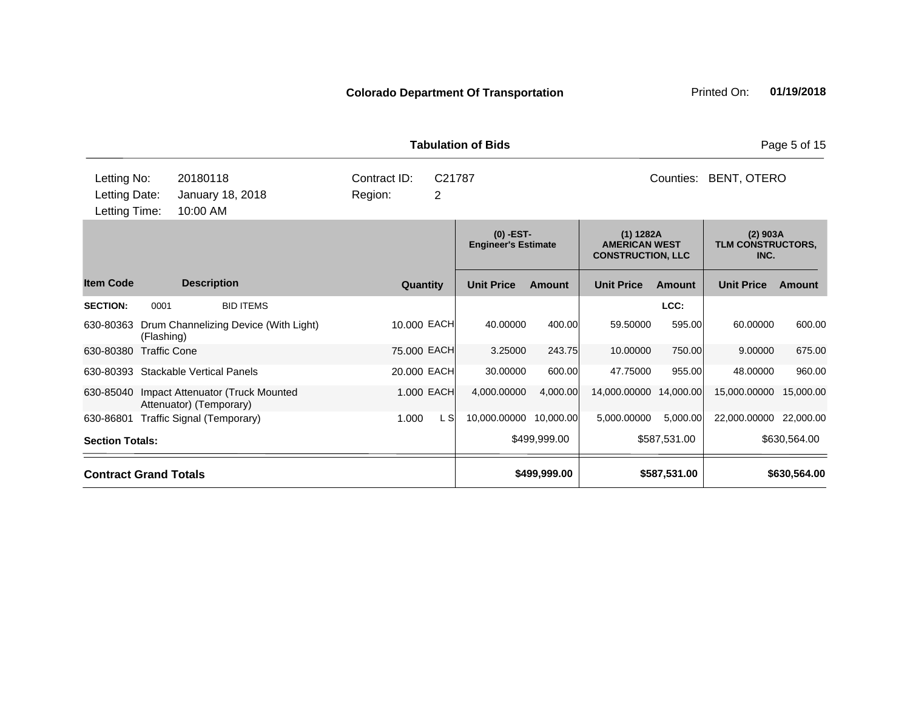**Colorado Department Of Transportation** Printed On: **01/19/2018**

**Tabulation of Bids**

| | | | |
|---|---|---|---|
| Letting No: | 20180118 | Contract ID: | C21787 |
| Letting Date: | January 18, 2018 | Region: | 2 |
| Letting Time: | 10:00 AM | Counties: | BENT, OTERO |

| | | | | (0) -EST- Engineer's Estimate | | (1) 1282A AMERICAN WEST CONSTRUCTION, LLC | | (2) 903A TLM CONSTRUCTORS, INC. | |
|---|---|---|---|---|---|---|---|---|---|
| **Item Code** | **Description** | **Quantity** | | **Unit Price** | **Amount** | **Unit Price** | **Amount** | **Unit Price** | **Amount** |
| **SECTION:** | 0001 BID ITEMS | | | | | | LCC: | | |
| 630-80363 | Drum Channelizing Device (With Light) (Flashing) | 10.000 | EACH | 40.00000 | 400.00 | 59.50000 | 595.00 | 60.00000 | 600.00 |
| 630-80380 | Traffic Cone | 75.000 | EACH | 3.25000 | 243.75 | 10.00000 | 750.00 | 9.00000 | 675.00 |
| 630-80393 | Stackable Vertical Panels | 20.000 | EACH | 30.00000 | 600.00 | 47.75000 | 955.00 | 48.00000 | 960.00 |
| 630-85040 | Impact Attenuator (Truck Mounted Attenuator) (Temporary) | 1.000 | EACH | 4,000.00000 | 4,000.00 | 14,000.00000 | 14,000.00 | 15,000.00000 | 15,000.00 |
| 630-86801 | Traffic Signal (Temporary) | 1.000 | L S | 10,000.00000 | 10,000.00 | 5,000.00000 | 5,000.00 | 22,000.00000 | 22,000.00 |
| **Section Totals:** | | | | | $499,999.00 | | $587,531.00 | | $630,564.00 |
| **Contract Grand Totals** | | | | | **$499,999.00** | | **$587,531.00** | | **$630,564.00** |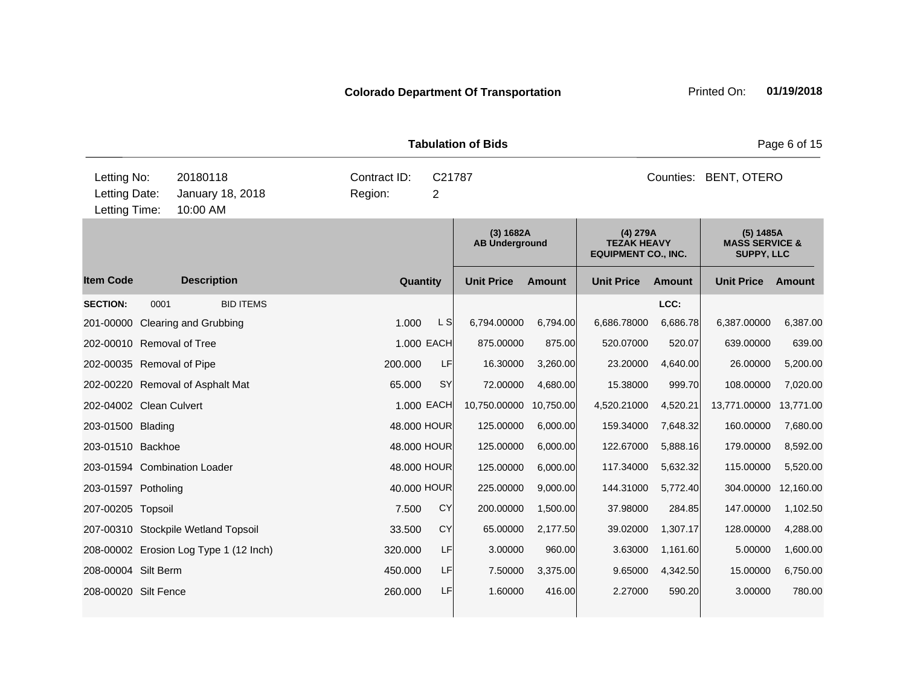**Colorado Department Of Transportation**

Printed On: **01/19/2018**

**Tabulation of Bids**

| | | | |
|---|---|---|---|
| Letting No: | 20180118 | Contract ID: | C21787 |
| Letting Date: | January 18, 2018 | Region: | 2 |
| Letting Time: | 10:00 AM | | |

Counties: BENT, OTERO

| | | | | (3) 1682A AB Underground | | (4) 279A TEZAK HEAVY EQUIPMENT CO., INC. | | (5) 1485A MASS SERVICE & SUPPY, LLC | |
|---|---|---|---|---|---|---|---|---|---|
| **Item Code** | **Description** | **Quantity** | | **Unit Price** | **Amount** | **Unit Price** | **Amount** | **Unit Price** | **Amount** |
| **SECTION:** 0001 | BID ITEMS | | | | | | LCC: | | |
| 201-00000 | Clearing and Grubbing | 1.000 | L S | 6,794.00000 | 6,794.00 | 6,686.78000 | 6,686.78 | 6,387.00000 | 6,387.00 |
| 202-00010 | Removal of Tree | 1.000 | EACH | 875.00000 | 875.00 | 520.07000 | 520.07 | 639.00000 | 639.00 |
| 202-00035 | Removal of Pipe | 200.000 | LF | 16.30000 | 3,260.00 | 23.20000 | 4,640.00 | 26.00000 | 5,200.00 |
| 202-00220 | Removal of Asphalt Mat | 65.000 | SY | 72.00000 | 4,680.00 | 15.38000 | 999.70 | 108.00000 | 7,020.00 |
| 202-04002 | Clean Culvert | 1.000 | EACH | 10,750.00000 | 10,750.00 | 4,520.21000 | 4,520.21 | 13,771.00000 | 13,771.00 |
| 203-01500 | Blading | 48.000 | HOUR | 125.00000 | 6,000.00 | 159.34000 | 7,648.32 | 160.00000 | 7,680.00 |
| 203-01510 | Backhoe | 48.000 | HOUR | 125.00000 | 6,000.00 | 122.67000 | 5,888.16 | 179.00000 | 8,592.00 |
| 203-01594 | Combination Loader | 48.000 | HOUR | 125.00000 | 6,000.00 | 117.34000 | 5,632.32 | 115.00000 | 5,520.00 |
| 203-01597 | Potholing | 40.000 | HOUR | 225.00000 | 9,000.00 | 144.31000 | 5,772.40 | 304.00000 | 12,160.00 |
| 207-00205 | Topsoil | 7.500 | CY | 200.00000 | 1,500.00 | 37.98000 | 284.85 | 147.00000 | 1,102.50 |
| 207-00310 | Stockpile Wetland Topsoil | 33.500 | CY | 65.00000 | 2,177.50 | 39.02000 | 1,307.17 | 128.00000 | 4,288.00 |
| 208-00002 | Erosion Log Type 1 (12 Inch) | 320.000 | LF | 3.00000 | 960.00 | 3.63000 | 1,161.60 | 5.00000 | 1,600.00 |
| 208-00004 | Silt Berm | 450.000 | LF | 7.50000 | 3,375.00 | 9.65000 | 4,342.50 | 15.00000 | 6,750.00 |
| 208-00020 | Silt Fence | 260.000 | LF | 1.60000 | 416.00 | 2.27000 | 590.20 | 3.00000 | 780.00 |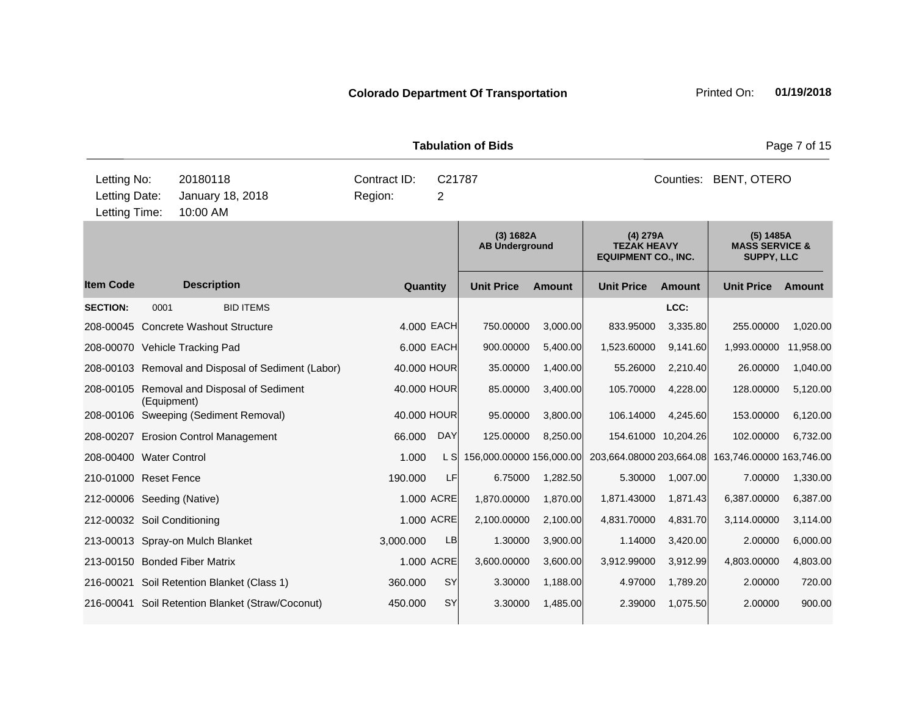**Colorado Department Of Transportation** Printed On: **01/19/2018**

**Tabulation of Bids**

| | | | | | |
|---|---|---|---|---|---|
| Letting No: | 20180118 | Contract ID: | C21787 | Counties: | BENT, OTERO |
| Letting Date: | January 18, 2018 | Region: | 2 | | |
| Letting Time: | 10:00 AM | | | | |

| | | | | (3) 1682A AB Underground | | (4) 279A TEZAK HEAVY EQUIPMENT CO., INC. | | (5) 1485A MASS SERVICE & SUPPY, LLC | |
|---|---|---|---|---|---|---|---|---|---|
| **Item Code** | **Description** | **Quantity** | | **Unit Price** | **Amount** | **Unit Price** | **Amount** | **Unit Price** | **Amount** |
| **SECTION:** | 0001 BID ITEMS | | | | | | LCC: | | |
| 208-00045 | Concrete Washout Structure | 4.000 | EACH | 750.00000 | 3,000.00 | 833.95000 | 3,335.80 | 255.00000 | 1,020.00 |
| 208-00070 | Vehicle Tracking Pad | 6.000 | EACH | 900.00000 | 5,400.00 | 1,523.60000 | 9,141.60 | 1,993.00000 | 11,958.00 |
| 208-00103 | Removal and Disposal of Sediment (Labor) | 40.000 | HOUR | 35.00000 | 1,400.00 | 55.26000 | 2,210.40 | 26.00000 | 1,040.00 |
| 208-00105 | Removal and Disposal of Sediment (Equipment) | 40.000 | HOUR | 85.00000 | 3,400.00 | 105.70000 | 4,228.00 | 128.00000 | 5,120.00 |
| 208-00106 | Sweeping (Sediment Removal) | 40.000 | HOUR | 95.00000 | 3,800.00 | 106.14000 | 4,245.60 | 153.00000 | 6,120.00 |
| 208-00207 | Erosion Control Management | 66.000 | DAY | 125.00000 | 8,250.00 | 154.61000 | 10,204.26 | 102.00000 | 6,732.00 |
| 208-00400 | Water Control | 1.000 | L S | 156,000.00000 | 156,000.00 | 203,664.08000 | 203,664.08 | 163,746.00000 | 163,746.00 |
| 210-01000 | Reset Fence | 190.000 | LF | 6.75000 | 1,282.50 | 5.30000 | 1,007.00 | 7.00000 | 1,330.00 |
| 212-00006 | Seeding (Native) | 1.000 | ACRE | 1,870.00000 | 1,870.00 | 1,871.43000 | 1,871.43 | 6,387.00000 | 6,387.00 |
| 212-00032 | Soil Conditioning | 1.000 | ACRE | 2,100.00000 | 2,100.00 | 4,831.70000 | 4,831.70 | 3,114.00000 | 3,114.00 |
| 213-00013 | Spray-on Mulch Blanket | 3,000.000 | LB | 1.30000 | 3,900.00 | 1.14000 | 3,420.00 | 2.00000 | 6,000.00 |
| 213-00150 | Bonded Fiber Matrix | 1.000 | ACRE | 3,600.00000 | 3,600.00 | 3,912.99000 | 3,912.99 | 4,803.00000 | 4,803.00 |
| 216-00021 | Soil Retention Blanket (Class 1) | 360.000 | SY | 3.30000 | 1,188.00 | 4.97000 | 1,789.20 | 2.00000 | 720.00 |
| 216-00041 | Soil Retention Blanket (Straw/Coconut) | 450.000 | SY | 3.30000 | 1,485.00 | 2.39000 | 1,075.50 | 2.00000 | 900.00 |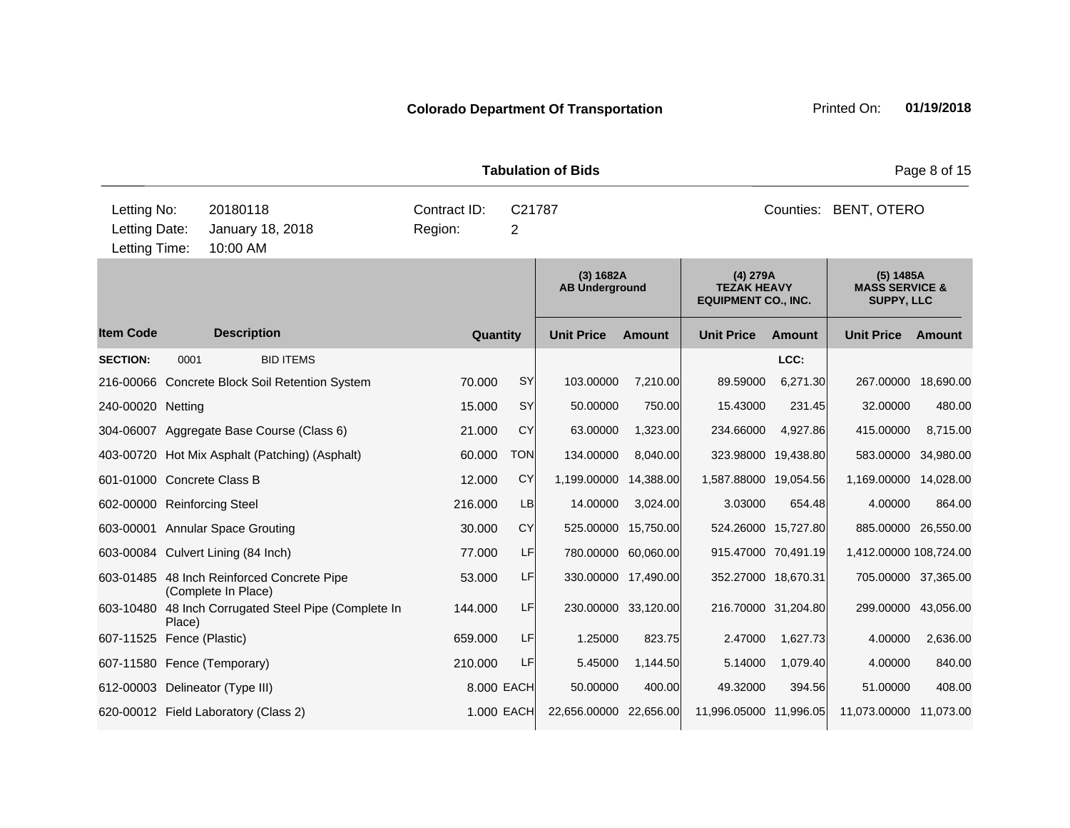**Colorado Department Of Transportation** Printed On: **01/19/2018**

**Tabulation of Bids**

| | | | | | |
|---|---|---|---|---|---|
| Letting No: | 20180118 | Contract ID: | C21787 | Counties: | BENT, OTERO |
| Letting Date: | January 18, 2018 | Region: | 2 | | |
| Letting Time: | 10:00 AM | | | | |

| | | | | (3) 1682A AB Underground | | (4) 279A TEZAK HEAVY EQUIPMENT CO., INC. | | (5) 1485A MASS SERVICE & SUPPY, LLC | |
|---|---|---|---|---|---|---|---|---|---|
| **Item Code** | **Description** | **Quantity** | | **Unit Price** | **Amount** | **Unit Price** | **Amount** | **Unit Price** | **Amount** |
| **SECTION:** | 0001 BID ITEMS | | | | | | LCC: | | |
| 216-00066 | Concrete Block Soil Retention System | 70.000 | SY | 103.00000 | 7,210.00 | 89.59000 | 6,271.30 | 267.00000 | 18,690.00 |
| 240-00020 | Netting | 15.000 | SY | 50.00000 | 750.00 | 15.43000 | 231.45 | 32.00000 | 480.00 |
| 304-06007 | Aggregate Base Course (Class 6) | 21.000 | CY | 63.00000 | 1,323.00 | 234.66000 | 4,927.86 | 415.00000 | 8,715.00 |
| 403-00720 | Hot Mix Asphalt (Patching) (Asphalt) | 60.000 | TON | 134.00000 | 8,040.00 | 323.98000 | 19,438.80 | 583.00000 | 34,980.00 |
| 601-01000 | Concrete Class B | 12.000 | CY | 1,199.00000 | 14,388.00 | 1,587.88000 | 19,054.56 | 1,169.00000 | 14,028.00 |
| 602-00000 | Reinforcing Steel | 216.000 | LB | 14.00000 | 3,024.00 | 3.03000 | 654.48 | 4.00000 | 864.00 |
| 603-00001 | Annular Space Grouting | 30.000 | CY | 525.00000 | 15,750.00 | 524.26000 | 15,727.80 | 885.00000 | 26,550.00 |
| 603-00084 | Culvert Lining (84 Inch) | 77.000 | LF | 780.00000 | 60,060.00 | 915.47000 | 70,491.19 | 1,412.00000 | 108,724.00 |
| 603-01485 | 48 Inch Reinforced Concrete Pipe (Complete In Place) | 53.000 | LF | 330.00000 | 17,490.00 | 352.27000 | 18,670.31 | 705.00000 | 37,365.00 |
| 603-10480 | 48 Inch Corrugated Steel Pipe (Complete In Place) | 144.000 | LF | 230.00000 | 33,120.00 | 216.70000 | 31,204.80 | 299.00000 | 43,056.00 |
| 607-11525 | Fence (Plastic) | 659.000 | LF | 1.25000 | 823.75 | 2.47000 | 1,627.73 | 4.00000 | 2,636.00 |
| 607-11580 | Fence (Temporary) | 210.000 | LF | 5.45000 | 1,144.50 | 5.14000 | 1,079.40 | 4.00000 | 840.00 |
| 612-00003 | Delineator (Type III) | 8.000 | EACH | 50.00000 | 400.00 | 49.32000 | 394.56 | 51.00000 | 408.00 |
| 620-00012 | Field Laboratory (Class 2) | 1.000 | EACH | 22,656.00000 | 22,656.00 | 11,996.05000 | 11,996.05 | 11,073.00000 | 11,073.00 |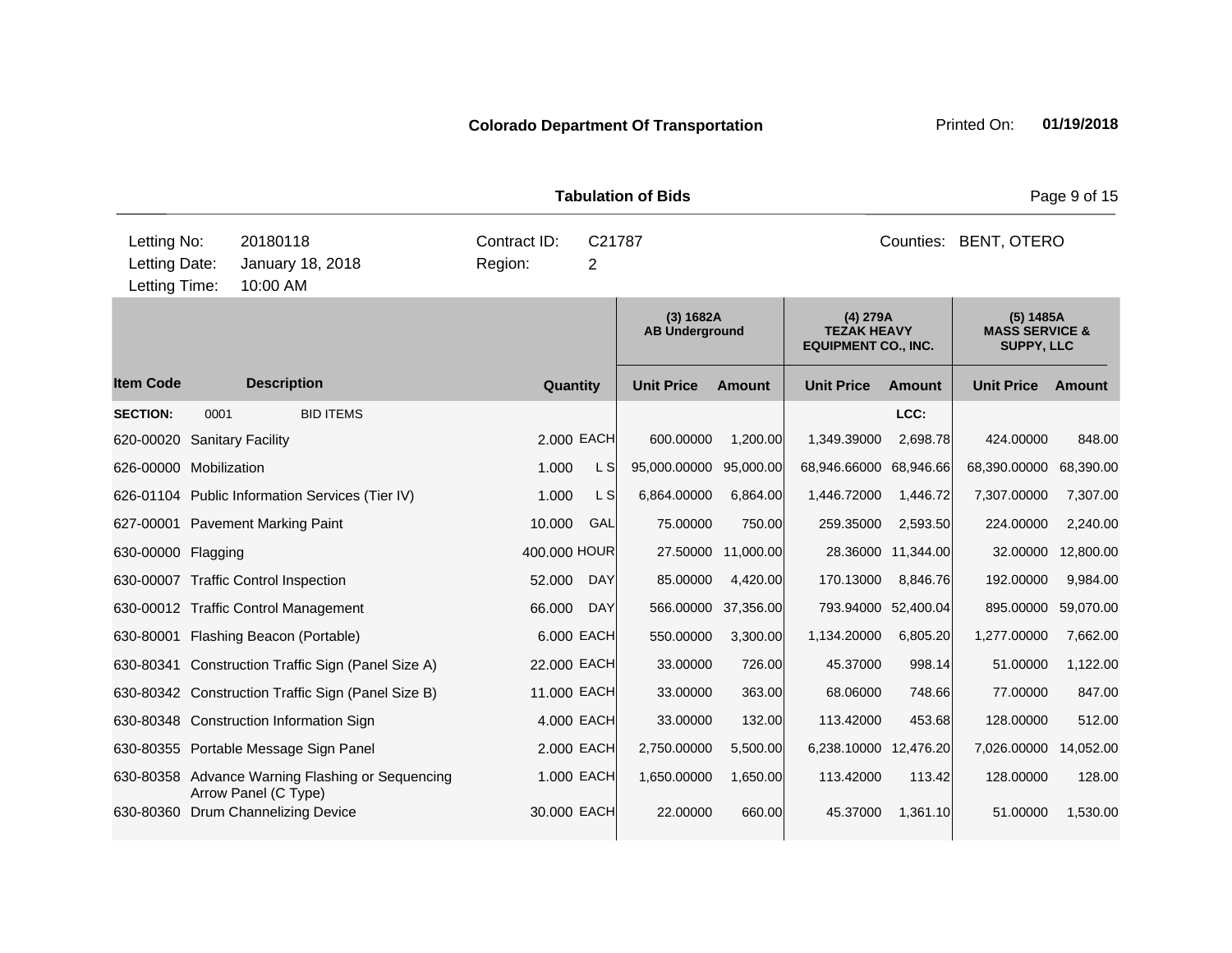**Colorado Department Of Transportation** Printed On: **01/19/2018**

**Tabulation of Bids**

| | | | |
|---|---|---|---|
| Letting No: | 20180118 | Contract ID: | C21787 |
| Letting Date: | January 18, 2018 | Region: | 2 |
| Letting Time: | 10:00 AM | | |

Counties: BENT, OTERO

| | | | | (3) 1682A AB Underground | | (4) 279A TEZAK HEAVY EQUIPMENT CO., INC. | | (5) 1485A MASS SERVICE & SUPPY, LLC | |
|---|---|---|---|---|---|---|---|---|---|
| **Item Code** | **Description** | **Quantity** | | **Unit Price** | **Amount** | **Unit Price** | **Amount** | **Unit Price** | **Amount** |
| **SECTION:** | 0001 BID ITEMS | | | | | | LCC: | | |
| 620-00020 | Sanitary Facility | 2.000 | EACH | 600.00000 | 1,200.00 | 1,349.39000 | 2,698.78 | 424.00000 | 848.00 |
| 626-00000 | Mobilization | 1.000 | L S | 95,000.00000 | 95,000.00 | 68,946.66000 | 68,946.66 | 68,390.00000 | 68,390.00 |
| 626-01104 | Public Information Services (Tier IV) | 1.000 | L S | 6,864.00000 | 6,864.00 | 1,446.72000 | 1,446.72 | 7,307.00000 | 7,307.00 |
| 627-00001 | Pavement Marking Paint | 10.000 | GAL | 75.00000 | 750.00 | 259.35000 | 2,593.50 | 224.00000 | 2,240.00 |
| 630-00000 | Flagging | 400.000 | HOUR | 27.50000 | 11,000.00 | 28.36000 | 11,344.00 | 32.00000 | 12,800.00 |
| 630-00007 | Traffic Control Inspection | 52.000 | DAY | 85.00000 | 4,420.00 | 170.13000 | 8,846.76 | 192.00000 | 9,984.00 |
| 630-00012 | Traffic Control Management | 66.000 | DAY | 566.00000 | 37,356.00 | 793.94000 | 52,400.04 | 895.00000 | 59,070.00 |
| 630-80001 | Flashing Beacon (Portable) | 6.000 | EACH | 550.00000 | 3,300.00 | 1,134.20000 | 6,805.20 | 1,277.00000 | 7,662.00 |
| 630-80341 | Construction Traffic Sign (Panel Size A) | 22.000 | EACH | 33.00000 | 726.00 | 45.37000 | 998.14 | 51.00000 | 1,122.00 |
| 630-80342 | Construction Traffic Sign (Panel Size B) | 11.000 | EACH | 33.00000 | 363.00 | 68.06000 | 748.66 | 77.00000 | 847.00 |
| 630-80348 | Construction Information Sign | 4.000 | EACH | 33.00000 | 132.00 | 113.42000 | 453.68 | 128.00000 | 512.00 |
| 630-80355 | Portable Message Sign Panel | 2.000 | EACH | 2,750.00000 | 5,500.00 | 6,238.10000 | 12,476.20 | 7,026.00000 | 14,052.00 |
| 630-80358 | Advance Warning Flashing or Sequencing Arrow Panel (C Type) | 1.000 | EACH | 1,650.00000 | 1,650.00 | 113.42000 | 113.42 | 128.00000 | 128.00 |
| 630-80360 | Drum Channelizing Device | 30.000 | EACH | 22.00000 | 660.00 | 45.37000 | 1,361.10 | 51.00000 | 1,530.00 |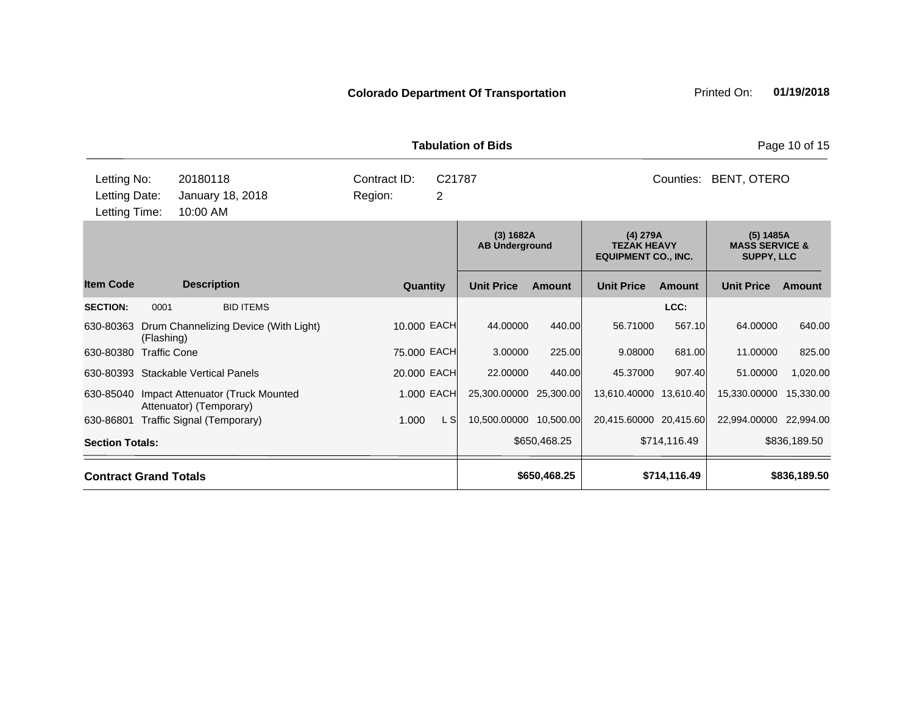**Colorado Department Of Transportation** Printed On: **01/19/2018**

**Tabulation of Bids**

Letting No: 20180118 Contract ID: C21787 Counties: BENT, OTERO

Letting Date: January 18, 2018 Region: 2

Letting Time: 10:00 AM

| | | | | (3) 1682A AB Underground | | (4) 279A TEZAK HEAVY EQUIPMENT CO., INC. | | (5) 1485A MASS SERVICE & SUPPY, LLC | |
|---|---|---|---|---|---|---|---|---|---|
| **Item Code** | **Description** | **Quantity** | | **Unit Price** | **Amount** | **Unit Price** | **Amount** | **Unit Price** | **Amount** |
| **SECTION:** | 0001 BID ITEMS | | | | | | LCC: | | |
| 630-80363 | Drum Channelizing Device (With Light) (Flashing) | 10.000 | EACH | 44.00000 | 440.00 | 56.71000 | 567.10 | 64.00000 | 640.00 |
| 630-80380 | Traffic Cone | 75.000 | EACH | 3.00000 | 225.00 | 9.08000 | 681.00 | 11.00000 | 825.00 |
| 630-80393 | Stackable Vertical Panels | 20.000 | EACH | 22.00000 | 440.00 | 45.37000 | 907.40 | 51.00000 | 1,020.00 |
| 630-85040 | Impact Attenuator (Truck Mounted Attenuator) (Temporary) | 1.000 | EACH | 25,300.00000 | 25,300.00 | 13,610.40000 | 13,610.40 | 15,330.00000 | 15,330.00 |
| 630-86801 | Traffic Signal (Temporary) | 1.000 | L S | 10,500.00000 | 10,500.00 | 20,415.60000 | 20,415.60 | 22,994.00000 | 22,994.00 |
| **Section Totals:** | | | | | $650,468.25 | | $714,116.49 | | $836,189.50 |
| **Contract Grand Totals** | | | | | **$650,468.25** | | **$714,116.49** | | **$836,189.50** |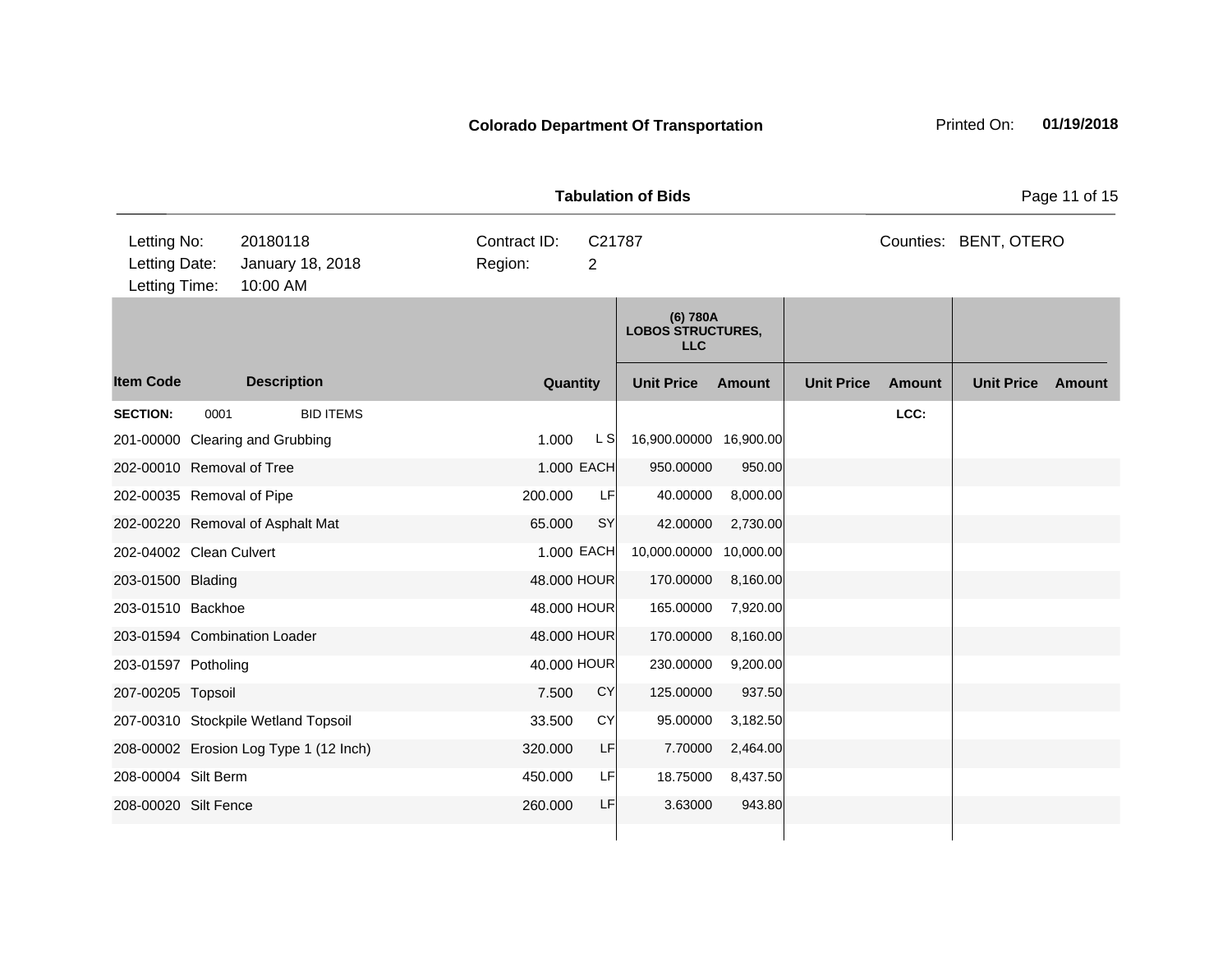**Colorado Department Of Transportation** Printed On: **01/19/2018**

**Tabulation of Bids**

| | | | |
|---|---|---|---|
| Letting No: | 20180118 | Contract ID: | C21787 |
| Letting Date: | January 18, 2018 | Region: | 2 |
| Letting Time: | 10:00 AM | | |

Counties: BENT, OTERO

| Item Code | Description | Quantity | | (6) 780A LOBOS STRUCTURES, LLC | | | | | |
|---|---|---|---|---|---|---|---|---|---|
| | | | | Unit Price | Amount | Unit Price | Amount | Unit Price | Amount |
| **SECTION:** | 0001 BID ITEMS | | | | | | LCC: | | |
| 201-00000 | Clearing and Grubbing | 1.000 | L S | 16,900.00000 | 16,900.00 | | | | |
| 202-00010 | Removal of Tree | 1.000 | EACH | 950.00000 | 950.00 | | | | |
| 202-00035 | Removal of Pipe | 200.000 | LF | 40.00000 | 8,000.00 | | | | |
| 202-00220 | Removal of Asphalt Mat | 65.000 | SY | 42.00000 | 2,730.00 | | | | |
| 202-04002 | Clean Culvert | 1.000 | EACH | 10,000.00000 | 10,000.00 | | | | |
| 203-01500 | Blading | 48.000 | HOUR | 170.00000 | 8,160.00 | | | | |
| 203-01510 | Backhoe | 48.000 | HOUR | 165.00000 | 7,920.00 | | | | |
| 203-01594 | Combination Loader | 48.000 | HOUR | 170.00000 | 8,160.00 | | | | |
| 203-01597 | Potholing | 40.000 | HOUR | 230.00000 | 9,200.00 | | | | |
| 207-00205 | Topsoil | 7.500 | CY | 125.00000 | 937.50 | | | | |
| 207-00310 | Stockpile Wetland Topsoil | 33.500 | CY | 95.00000 | 3,182.50 | | | | |
| 208-00002 | Erosion Log Type 1 (12 Inch) | 320.000 | LF | 7.70000 | 2,464.00 | | | | |
| 208-00004 | Silt Berm | 450.000 | LF | 18.75000 | 8,437.50 | | | | |
| 208-00020 | Silt Fence | 260.000 | LF | 3.63000 | 943.80 | | | | |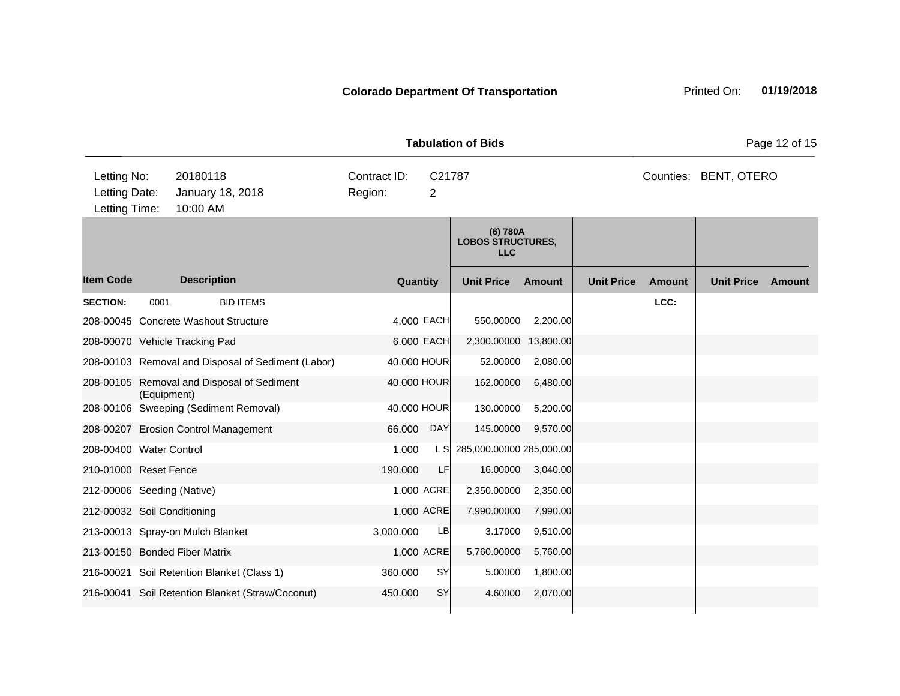**Colorado Department Of Transportation** Printed On: **01/19/2018**

**Tabulation of Bids**

| Letting No: | 20180118 | Contract ID: | C21787 | Counties: | BENT, OTERO |
|---|---|---|---|---|---|
| Letting Date: | January 18, 2018 | Region: | 2 | | |
| Letting Time: | 10:00 AM | | | | |

| | | | | (6) 780A LOBOS STRUCTURES, LLC | | | | | |
|---|---|---|---|---|---|---|---|---|---|
| **Item Code** | **Description** | **Quantity** | | **Unit Price** | **Amount** | **Unit Price** | **Amount** | **Unit Price** | **Amount** |
| **SECTION:** | 0001 BID ITEMS | | | | | | LCC: | | |
| 208-00045 | Concrete Washout Structure | 4.000 | EACH | 550.00000 | 2,200.00 | | | | |
| 208-00070 | Vehicle Tracking Pad | 6.000 | EACH | 2,300.00000 | 13,800.00 | | | | |
| 208-00103 | Removal and Disposal of Sediment (Labor) | 40.000 | HOUR | 52.00000 | 2,080.00 | | | | |
| 208-00105 | Removal and Disposal of Sediment (Equipment) | 40.000 | HOUR | 162.00000 | 6,480.00 | | | | |
| 208-00106 | Sweeping (Sediment Removal) | 40.000 | HOUR | 130.00000 | 5,200.00 | | | | |
| 208-00207 | Erosion Control Management | 66.000 | DAY | 145.00000 | 9,570.00 | | | | |
| 208-00400 | Water Control | 1.000 | L S | 285,000.00000 | 285,000.00 | | | | |
| 210-01000 | Reset Fence | 190.000 | LF | 16.00000 | 3,040.00 | | | | |
| 212-00006 | Seeding (Native) | 1.000 | ACRE | 2,350.00000 | 2,350.00 | | | | |
| 212-00032 | Soil Conditioning | 1.000 | ACRE | 7,990.00000 | 7,990.00 | | | | |
| 213-00013 | Spray-on Mulch Blanket | 3,000.000 | LB | 3.17000 | 9,510.00 | | | | |
| 213-00150 | Bonded Fiber Matrix | 1.000 | ACRE | 5,760.00000 | 5,760.00 | | | | |
| 216-00021 | Soil Retention Blanket (Class 1) | 360.000 | SY | 5.00000 | 1,800.00 | | | | |
| 216-00041 | Soil Retention Blanket (Straw/Coconut) | 450.000 | SY | 4.60000 | 2,070.00 | | | | |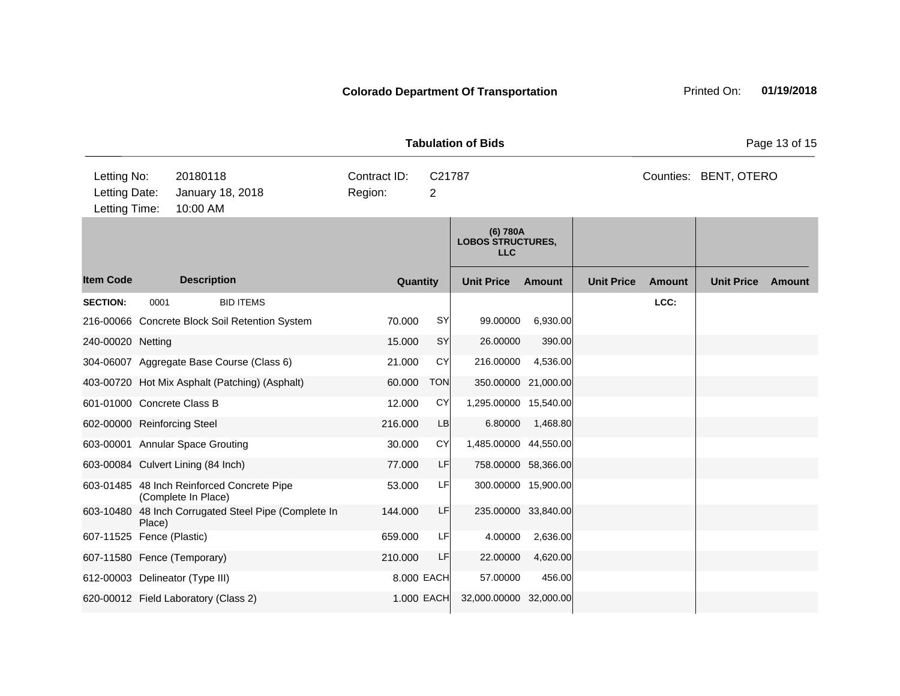**Colorado Department Of Transportation**

Printed On: **01/19/2018**

**Tabulation of Bids**

Letting No: 20180118 | Contract ID: C21787 | Counties: BENT, OTERO

Letting Date: January 18, 2018 | Region: 2

Letting Time: 10:00 AM

| | | | | (6) 780A LOBOS STRUCTURES, LLC | | | | | |
|---|---|---|---|---|---|---|---|---|---|
| **Item Code** | **Description** | **Quantity** | | **Unit Price** | **Amount** | **Unit Price** | **Amount** | **Unit Price** | **Amount** |
| **SECTION:** | 0001 BID ITEMS | | | | | | LCC: | | |
| 216-00066 | Concrete Block Soil Retention System | 70.000 | SY | 99.00000 | 6,930.00 | | | | |
| 240-00020 | Netting | 15.000 | SY | 26.00000 | 390.00 | | | | |
| 304-06007 | Aggregate Base Course (Class 6) | 21.000 | CY | 216.00000 | 4,536.00 | | | | |
| 403-00720 | Hot Mix Asphalt (Patching) (Asphalt) | 60.000 | TON | 350.00000 | 21,000.00 | | | | |
| 601-01000 | Concrete Class B | 12.000 | CY | 1,295.00000 | 15,540.00 | | | | |
| 602-00000 | Reinforcing Steel | 216.000 | LB | 6.80000 | 1,468.80 | | | | |
| 603-00001 | Annular Space Grouting | 30.000 | CY | 1,485.00000 | 44,550.00 | | | | |
| 603-00084 | Culvert Lining (84 Inch) | 77.000 | LF | 758.00000 | 58,366.00 | | | | |
| 603-01485 | 48 Inch Reinforced Concrete Pipe (Complete In Place) | 53.000 | LF | 300.00000 | 15,900.00 | | | | |
| 603-10480 | 48 Inch Corrugated Steel Pipe (Complete In Place) | 144.000 | LF | 235.00000 | 33,840.00 | | | | |
| 607-11525 | Fence (Plastic) | 659.000 | LF | 4.00000 | 2,636.00 | | | | |
| 607-11580 | Fence (Temporary) | 210.000 | LF | 22.00000 | 4,620.00 | | | | |
| 612-00003 | Delineator (Type III) | 8.000 | EACH | 57.00000 | 456.00 | | | | |
| 620-00012 | Field Laboratory (Class 2) | 1.000 | EACH | 32,000.00000 | 32,000.00 | | | | |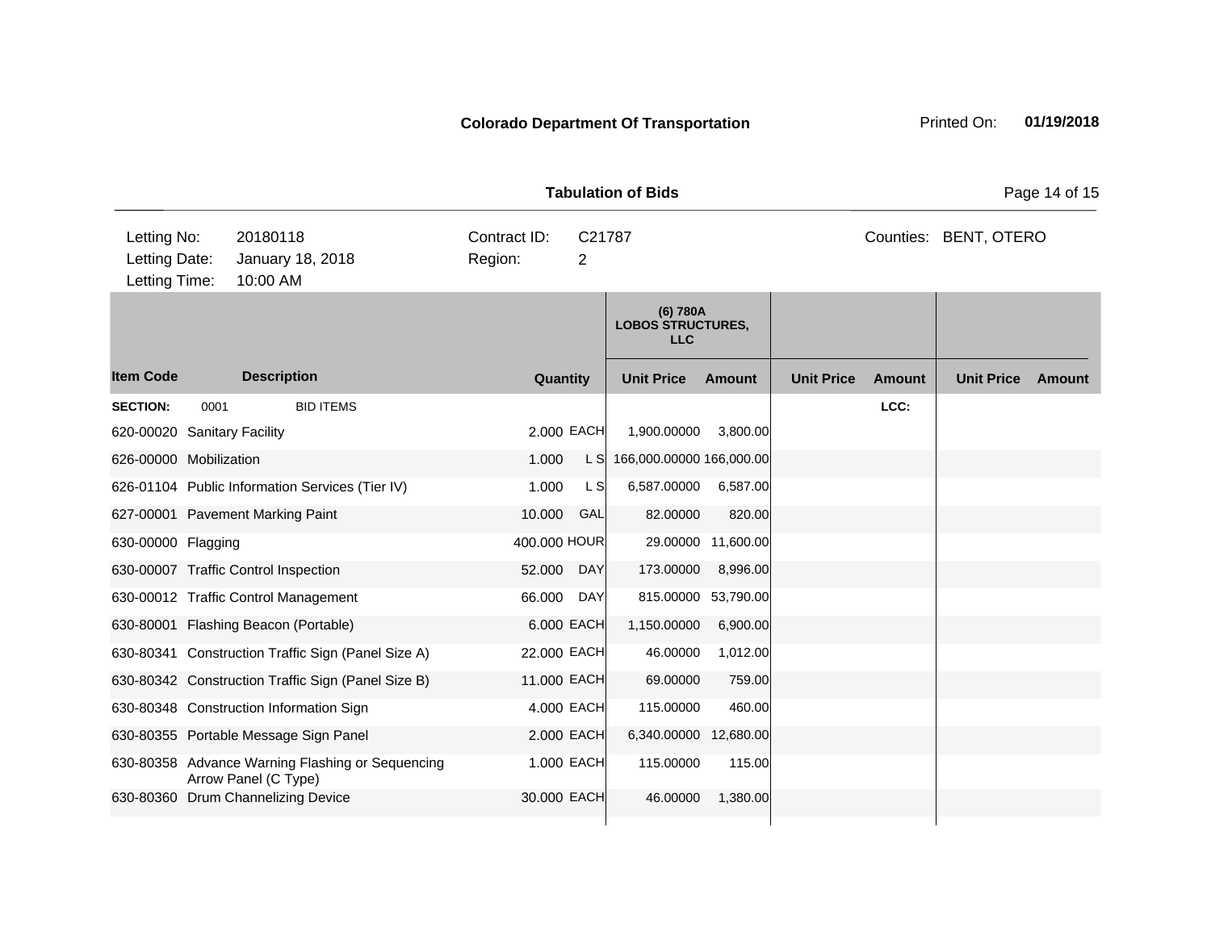**Colorado Department Of Transportation** Printed On: **01/19/2018**

**Tabulation of Bids**

| | | | | | |
|---|---|---|---|---|---|
| Letting No: | 20180118 | Contract ID: | C21787 | Counties: | BENT, OTERO |
| Letting Date: | January 18, 2018 | Region: | 2 | | |
| Letting Time: | 10:00 AM | | | | |

| Item Code | Description | Quantity | | (6) 780A LOBOS STRUCTURES, LLC | | | | | |
|---|---|---|---|---|---|---|---|---|---|
| | | | | Unit Price | Amount | Unit Price | Amount | Unit Price | Amount |
| **SECTION:** | 0001 BID ITEMS | | | | | | LCC: | | |
| 620-00020 | Sanitary Facility | 2.000 | EACH | 1,900.00000 | 3,800.00 | | | | |
| 626-00000 | Mobilization | 1.000 | L S | 166,000.00000 | 166,000.00 | | | | |
| 626-01104 | Public Information Services (Tier IV) | 1.000 | L S | 6,587.00000 | 6,587.00 | | | | |
| 627-00001 | Pavement Marking Paint | 10.000 | GAL | 82.00000 | 820.00 | | | | |
| 630-00000 | Flagging | 400.000 | HOUR | 29.00000 | 11,600.00 | | | | |
| 630-00007 | Traffic Control Inspection | 52.000 | DAY | 173.00000 | 8,996.00 | | | | |
| 630-00012 | Traffic Control Management | 66.000 | DAY | 815.00000 | 53,790.00 | | | | |
| 630-80001 | Flashing Beacon (Portable) | 6.000 | EACH | 1,150.00000 | 6,900.00 | | | | |
| 630-80341 | Construction Traffic Sign (Panel Size A) | 22.000 | EACH | 46.00000 | 1,012.00 | | | | |
| 630-80342 | Construction Traffic Sign (Panel Size B) | 11.000 | EACH | 69.00000 | 759.00 | | | | |
| 630-80348 | Construction Information Sign | 4.000 | EACH | 115.00000 | 460.00 | | | | |
| 630-80355 | Portable Message Sign Panel | 2.000 | EACH | 6,340.00000 | 12,680.00 | | | | |
| 630-80358 | Advance Warning Flashing or Sequencing Arrow Panel (C Type) | 1.000 | EACH | 115.00000 | 115.00 | | | | |
| 630-80360 | Drum Channelizing Device | 30.000 | EACH | 46.00000 | 1,380.00 | | | | |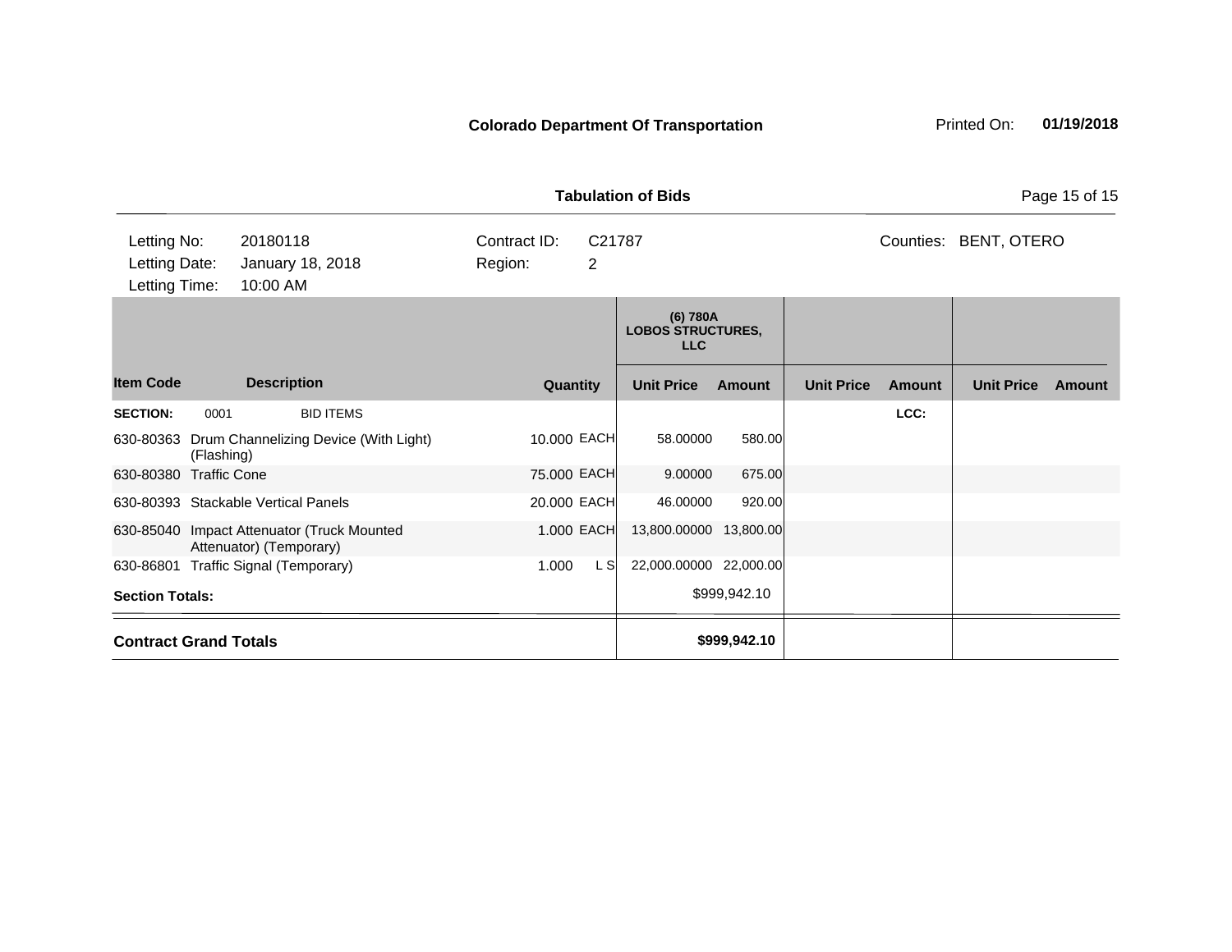**Colorado Department Of Transportation** Printed On: **01/19/2018**

**Tabulation of Bids**

| Letting No: | 20180118 | Contract ID: | C21787 | Counties: | BENT, OTERO |
|---|---|---|---|---|---|
| Letting Date: | January 18, 2018 | Region: | 2 | | |
| Letting Time: | 10:00 AM | | | | |

| Item Code | Description | Quantity | | (6) 780A LOBOS STRUCTURES, LLC | | | | | |
|---|---|---|---|---|---|---|---|---|---|
| | | | | Unit Price | Amount | Unit Price | Amount | Unit Price | Amount |
| **SECTION:** | 0001 BID ITEMS | | | | | | LCC: | | |
| 630-80363 | Drum Channelizing Device (With Light) (Flashing) | 10.000 | EACH | 58.00000 | 580.00 | | | | |
| 630-80380 | Traffic Cone | 75.000 | EACH | 9.00000 | 675.00 | | | | |
| 630-80393 | Stackable Vertical Panels | 20.000 | EACH | 46.00000 | 920.00 | | | | |
| 630-85040 | Impact Attenuator (Truck Mounted Attenuator) (Temporary) | 1.000 | EACH | 13,800.00000 | 13,800.00 | | | | |
| 630-86801 | Traffic Signal (Temporary) | 1.000 | L S | 22,000.00000 | 22,000.00 | | | | |
| **Section Totals:** | | | | | $999,942.10 | | | | |
| **Contract Grand Totals** | | | | | **$999,942.10** | | | | |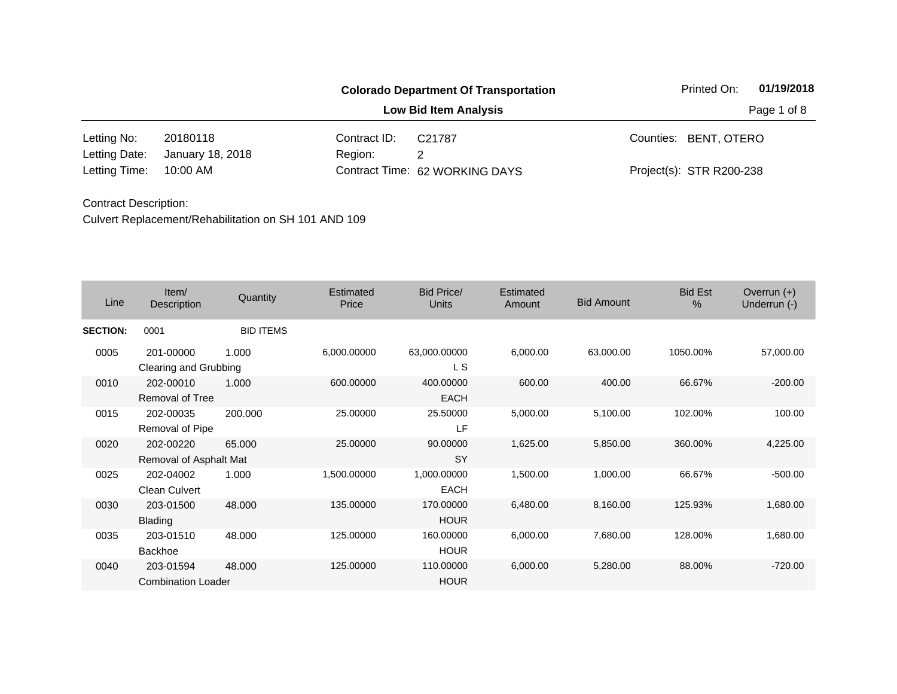**Colorado Department Of Transportation**

**Low Bid Item Analysis**

Printed On: **01/19/2018**

| | | | | | |
|---|---|---|---|---|---|
| Letting No: | 20180118 | Contract ID: | C21787 | Counties: | BENT, OTERO |
| Letting Date: | January 18, 2018 | Region: | 2 | | |
| Letting Time: | 10:00 AM | Contract Time: | 62 WORKING DAYS | Project(s): | STR R200-238 |

Contract Description:

Culvert Replacement/Rehabilitation on SH 101 AND 109

| Line | Item/ Description | Quantity | Estimated Price | Bid Price/ Units | Estimated Amount | Bid Amount | Bid Est % | Overrun (+) Underrun (-) |
|---|---|---|---|---|---|---|---|---|
| **SECTION:** | 0001 | BID ITEMS | | | | | | |
| 0005 | 201-00000 Clearing and Grubbing | 1.000 | 6,000.00000 | 63,000.00000 L S | 6,000.00 | 63,000.00 | 1050.00% | 57,000.00 |
| 0010 | 202-00010 Removal of Tree | 1.000 | 600.00000 | 400.00000 EACH | 600.00 | 400.00 | 66.67% | -200.00 |
| 0015 | 202-00035 Removal of Pipe | 200.000 | 25.00000 | 25.50000 LF | 5,000.00 | 5,100.00 | 102.00% | 100.00 |
| 0020 | 202-00220 Removal of Asphalt Mat | 65.000 | 25.00000 | 90.00000 SY | 1,625.00 | 5,850.00 | 360.00% | 4,225.00 |
| 0025 | 202-04002 Clean Culvert | 1.000 | 1,500.00000 | 1,000.00000 EACH | 1,500.00 | 1,000.00 | 66.67% | -500.00 |
| 0030 | 203-01500 Blading | 48.000 | 135.00000 | 170.00000 HOUR | 6,480.00 | 8,160.00 | 125.93% | 1,680.00 |
| 0035 | 203-01510 Backhoe | 48.000 | 125.00000 | 160.00000 HOUR | 6,000.00 | 7,680.00 | 128.00% | 1,680.00 |
| 0040 | 203-01594 Combination Loader | 48.000 | 125.00000 | 110.00000 HOUR | 6,000.00 | 5,280.00 | 88.00% | -720.00 |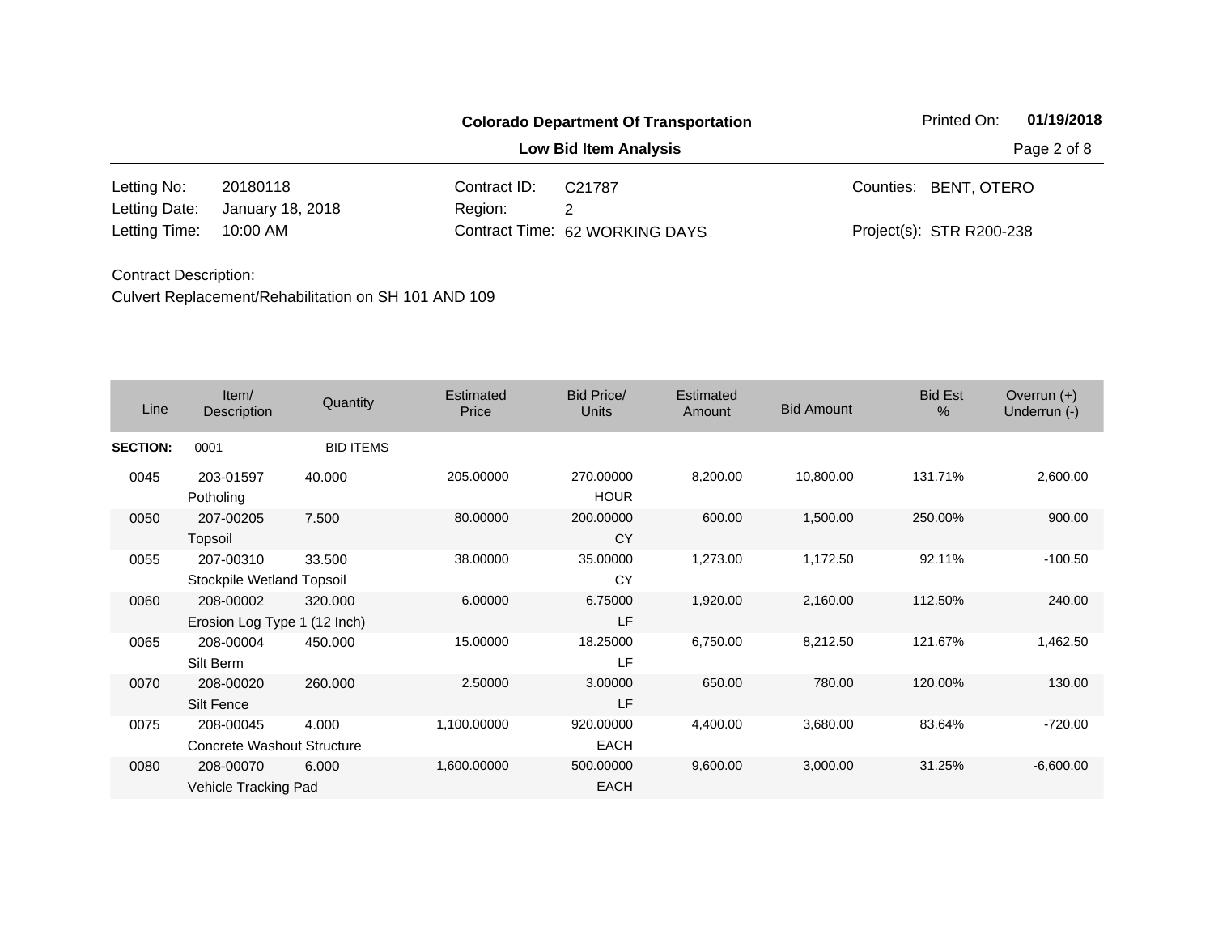**Colorado Department Of Transportation**

**Low Bid Item Analysis**

Printed On: **01/19/2018**

| | | | | | |
|---|---|---|---|---|---|
| Letting No: | 20180118 | Contract ID: | C21787 | Counties: | BENT, OTERO |
| Letting Date: | January 18, 2018 | Region: | 2 | | |
| Letting Time: | 10:00 AM | Contract Time: | 62 WORKING DAYS | Project(s): | STR R200-238 |

Contract Description:

Culvert Replacement/Rehabilitation on SH 101 AND 109

| Line | Item/ Description | Quantity | Estimated Price | Bid Price/ Units | Estimated Amount | Bid Amount | Bid Est % | Overrun (+) Underrun (-) |
|---|---|---|---|---|---|---|---|---|
| **SECTION:** | 0001 | BID ITEMS | | | | | | |
| 0045 | 203-01597 Potholing | 40.000 | 205.00000 | 270.00000 HOUR | 8,200.00 | 10,800.00 | 131.71% | 2,600.00 |
| 0050 | 207-00205 Topsoil | 7.500 | 80.00000 | 200.00000 CY | 600.00 | 1,500.00 | 250.00% | 900.00 |
| 0055 | 207-00310 Stockpile Wetland Topsoil | 33.500 | 38.00000 | 35.00000 CY | 1,273.00 | 1,172.50 | 92.11% | -100.50 |
| 0060 | 208-00002 Erosion Log Type 1 (12 Inch) | 320.000 | 6.00000 | 6.75000 LF | 1,920.00 | 2,160.00 | 112.50% | 240.00 |
| 0065 | 208-00004 Silt Berm | 450.000 | 15.00000 | 18.25000 LF | 6,750.00 | 8,212.50 | 121.67% | 1,462.50 |
| 0070 | 208-00020 Silt Fence | 260.000 | 2.50000 | 3.00000 LF | 650.00 | 780.00 | 120.00% | 130.00 |
| 0075 | 208-00045 Concrete Washout Structure | 4.000 | 1,100.00000 | 920.00000 EACH | 4,400.00 | 3,680.00 | 83.64% | -720.00 |
| 0080 | 208-00070 Vehicle Tracking Pad | 6.000 | 1,600.00000 | 500.00000 EACH | 9,600.00 | 3,000.00 | 31.25% | -6,600.00 |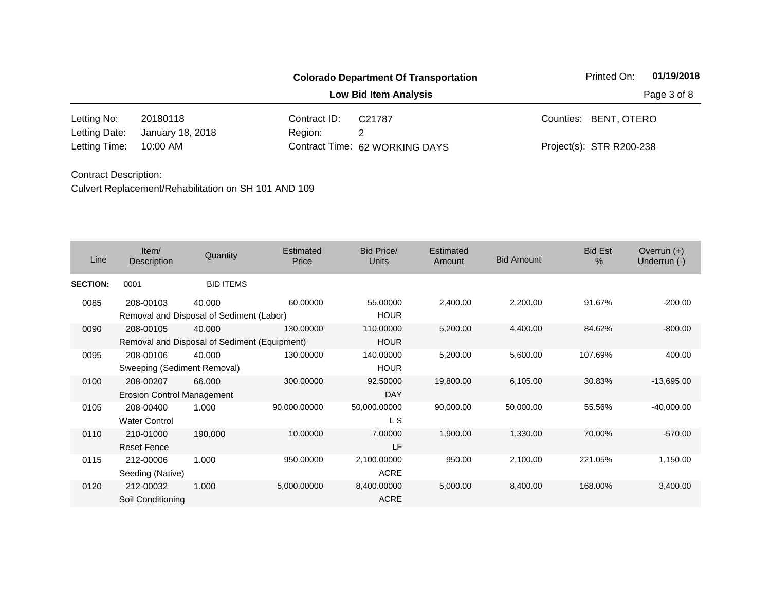**Colorado Department Of Transportation**

**Low Bid Item Analysis**

Printed On: **01/19/2018**

| | | | | | |
|---|---|---|---|---|---|
| Letting No: | 20180118 | Contract ID: | C21787 | Counties: | BENT, OTERO |
| Letting Date: | January 18, 2018 | Region: | 2 | | |
| Letting Time: | 10:00 AM | Contract Time: | 62 WORKING DAYS | Project(s): | STR R200-238 |

Contract Description:

Culvert Replacement/Rehabilitation on SH 101 AND 109

| Line | Item/ Description | Quantity | Estimated Price | Bid Price/ Units | Estimated Amount | Bid Amount | Bid Est % | Overrun (+) Underrun (-) |
|---|---|---|---|---|---|---|---|---|
| **SECTION:** | 0001 | BID ITEMS | | | | | | |
| 0085 | 208-00103 Removal and Disposal of Sediment (Labor) | 40.000 | 60.00000 | 55.00000 HOUR | 2,400.00 | 2,200.00 | 91.67% | -200.00 |
| 0090 | 208-00105 Removal and Disposal of Sediment (Equipment) | 40.000 | 130.00000 | 110.00000 HOUR | 5,200.00 | 4,400.00 | 84.62% | -800.00 |
| 0095 | 208-00106 Sweeping (Sediment Removal) | 40.000 | 130.00000 | 140.00000 HOUR | 5,200.00 | 5,600.00 | 107.69% | 400.00 |
| 0100 | 208-00207 Erosion Control Management | 66.000 | 300.00000 | 92.50000 DAY | 19,800.00 | 6,105.00 | 30.83% | -13,695.00 |
| 0105 | 208-00400 Water Control | 1.000 | 90,000.00000 | 50,000.00000 L S | 90,000.00 | 50,000.00 | 55.56% | -40,000.00 |
| 0110 | 210-01000 Reset Fence | 190.000 | 10.00000 | 7.00000 LF | 1,900.00 | 1,330.00 | 70.00% | -570.00 |
| 0115 | 212-00006 Seeding (Native) | 1.000 | 950.00000 | 2,100.00000 ACRE | 950.00 | 2,100.00 | 221.05% | 1,150.00 |
| 0120 | 212-00032 Soil Conditioning | 1.000 | 5,000.00000 | 8,400.00000 ACRE | 5,000.00 | 8,400.00 | 168.00% | 3,400.00 |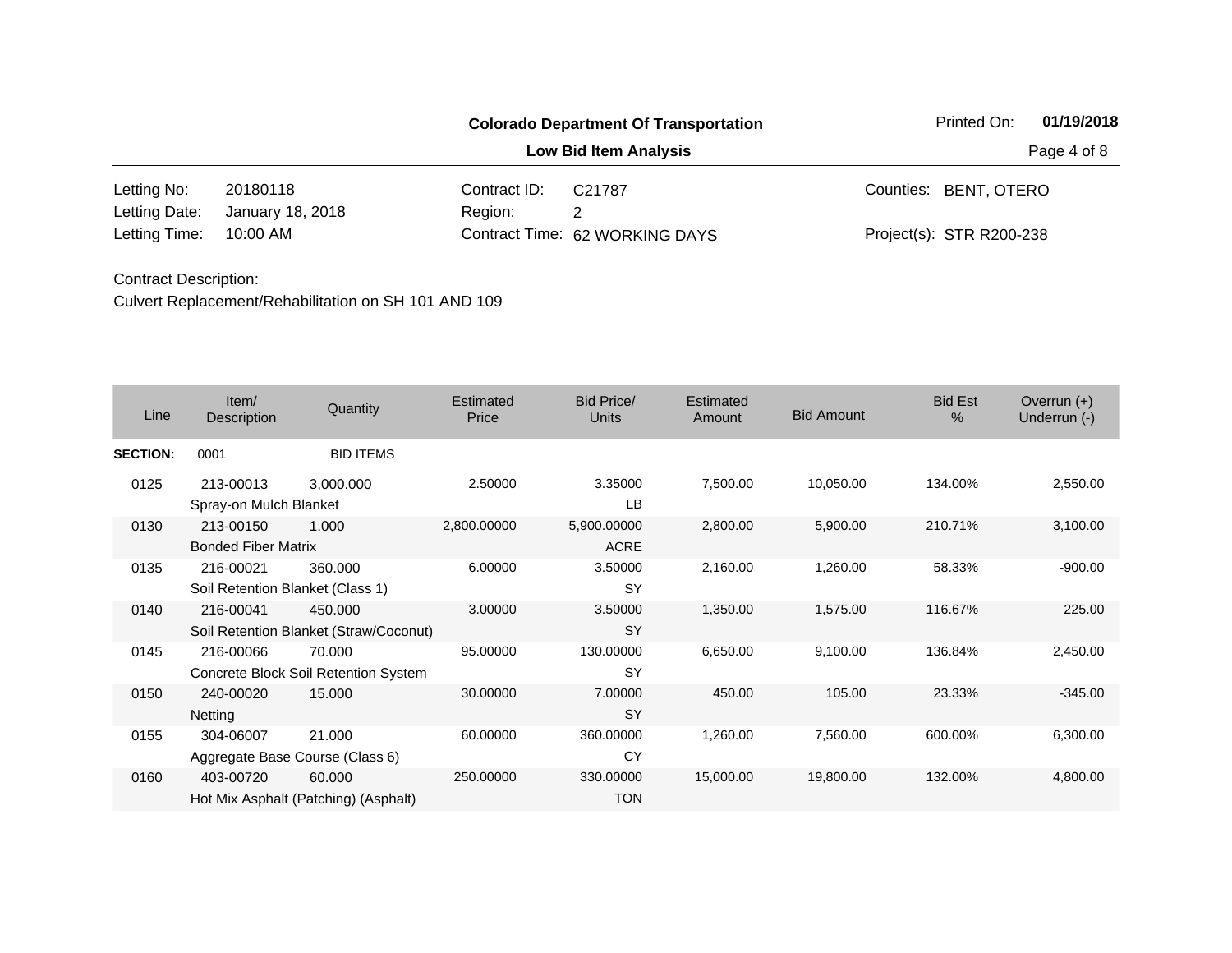**Colorado Department Of Transportation**

**Low Bid Item Analysis**

Printed On: **01/19/2018**

| | | | | | |
|---|---|---|---|---|---|
| Letting No: | 20180118 | Contract ID: | C21787 | Counties: | BENT, OTERO |
| Letting Date: | January 18, 2018 | Region: | 2 | | |
| Letting Time: | 10:00 AM | Contract Time: | 62 WORKING DAYS | Project(s): | STR R200-238 |

Contract Description:
Culvert Replacement/Rehabilitation on SH 101 AND 109

| Line | Item/ Description | Quantity | Estimated Price | Bid Price/ Units | Estimated Amount | Bid Amount | Bid Est % | Overrun (+) Underrun (-) |
|---|---|---|---|---|---|---|---|---|
| **SECTION:** | 0001 | BID ITEMS | | | | | | |
| 0125 | 213-00013 Spray-on Mulch Blanket | 3,000.000 | 2.50000 | 3.35000 LB | 7,500.00 | 10,050.00 | 134.00% | 2,550.00 |
| 0130 | 213-00150 Bonded Fiber Matrix | 1.000 | 2,800.00000 | 5,900.00000 ACRE | 2,800.00 | 5,900.00 | 210.71% | 3,100.00 |
| 0135 | 216-00021 Soil Retention Blanket (Class 1) | 360.000 | 6.00000 | 3.50000 SY | 2,160.00 | 1,260.00 | 58.33% | -900.00 |
| 0140 | 216-00041 Soil Retention Blanket (Straw/Coconut) | 450.000 | 3.00000 | 3.50000 SY | 1,350.00 | 1,575.00 | 116.67% | 225.00 |
| 0145 | 216-00066 Concrete Block Soil Retention System | 70.000 | 95.00000 | 130.00000 SY | 6,650.00 | 9,100.00 | 136.84% | 2,450.00 |
| 0150 | 240-00020 Netting | 15.000 | 30.00000 | 7.00000 SY | 450.00 | 105.00 | 23.33% | -345.00 |
| 0155 | 304-06007 Aggregate Base Course (Class 6) | 21.000 | 60.00000 | 360.00000 CY | 1,260.00 | 7,560.00 | 600.00% | 6,300.00 |
| 0160 | 403-00720 Hot Mix Asphalt (Patching) (Asphalt) | 60.000 | 250.00000 | 330.00000 TON | 15,000.00 | 19,800.00 | 132.00% | 4,800.00 |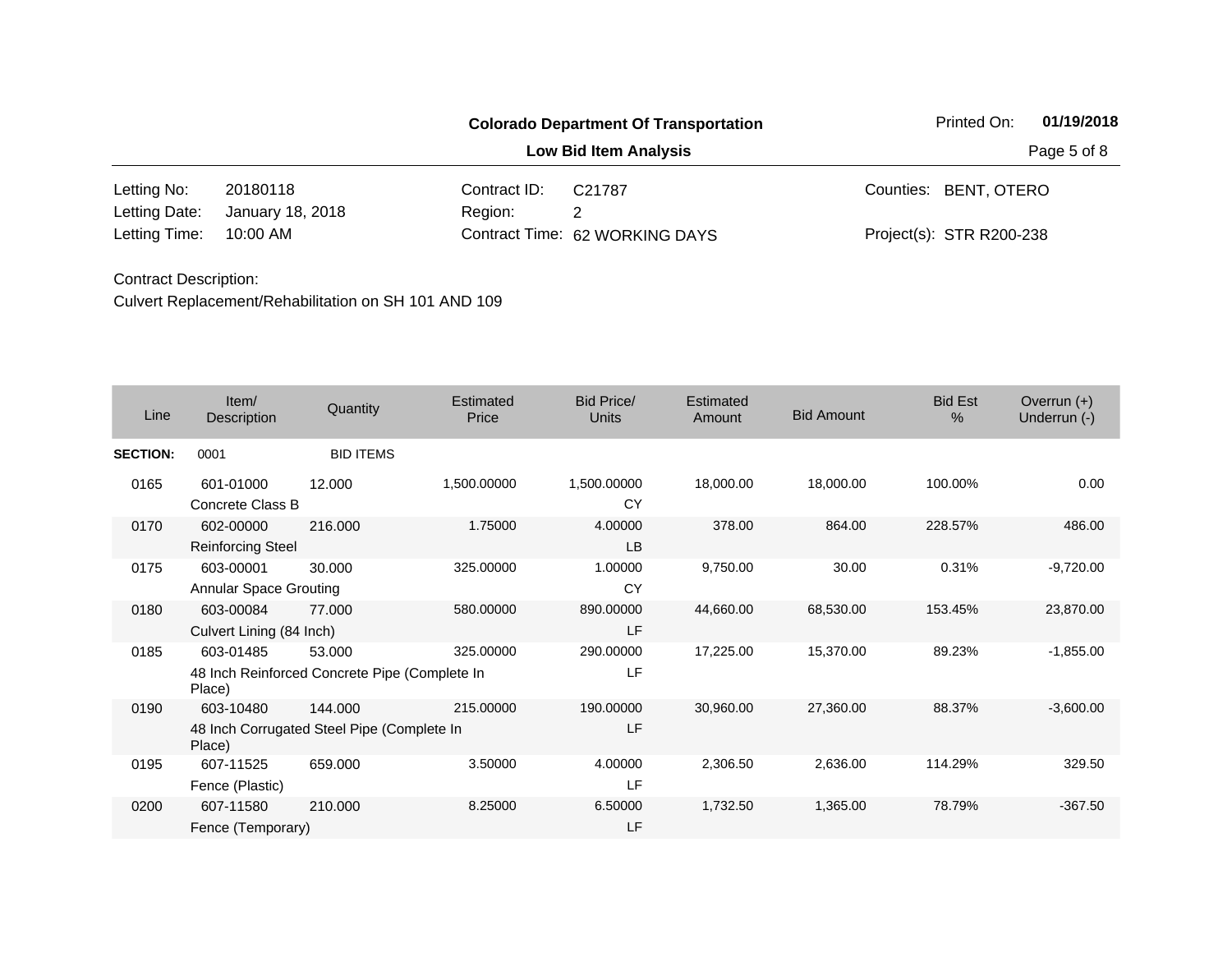**Colorado Department Of Transportation**

**Low Bid Item Analysis**

Printed On: **01/19/2018**

| | | | | | |
|---|---|---|---|---|---|
| Letting No: | 20180118 | Contract ID: | C21787 | Counties: | BENT, OTERO |
| Letting Date: | January 18, 2018 | Region: | 2 | | |
| Letting Time: | 10:00 AM | Contract Time: | 62 WORKING DAYS | Project(s): | STR R200-238 |

Contract Description:
Culvert Replacement/Rehabilitation on SH 101 AND 109

| Line | Item/ Description | Quantity | Estimated Price | Bid Price/ Units | Estimated Amount | Bid Amount | Bid Est % | Overrun (+) Underrun (-) |
|---|---|---|---|---|---|---|---|---|
| **SECTION:** | 0001 | BID ITEMS | | | | | | |
| 0165 | 601-01000 Concrete Class B | 12.000 | 1,500.00000 | 1,500.00000 CY | 18,000.00 | 18,000.00 | 100.00% | 0.00 |
| 0170 | 602-00000 Reinforcing Steel | 216.000 | 1.75000 | 4.00000 LB | 378.00 | 864.00 | 228.57% | 486.00 |
| 0175 | 603-00001 Annular Space Grouting | 30.000 | 325.00000 | 1.00000 CY | 9,750.00 | 30.00 | 0.31% | -9,720.00 |
| 0180 | 603-00084 Culvert Lining (84 Inch) | 77.000 | 580.00000 | 890.00000 LF | 44,660.00 | 68,530.00 | 153.45% | 23,870.00 |
| 0185 | 603-01485 48 Inch Reinforced Concrete Pipe (Complete In Place) | 53.000 | 325.00000 | 290.00000 LF | 17,225.00 | 15,370.00 | 89.23% | -1,855.00 |
| 0190 | 603-10480 48 Inch Corrugated Steel Pipe (Complete In Place) | 144.000 | 215.00000 | 190.00000 LF | 30,960.00 | 27,360.00 | 88.37% | -3,600.00 |
| 0195 | 607-11525 Fence (Plastic) | 659.000 | 3.50000 | 4.00000 LF | 2,306.50 | 2,636.00 | 114.29% | 329.50 |
| 0200 | 607-11580 Fence (Temporary) | 210.000 | 8.25000 | 6.50000 LF | 1,732.50 | 1,365.00 | 78.79% | -367.50 |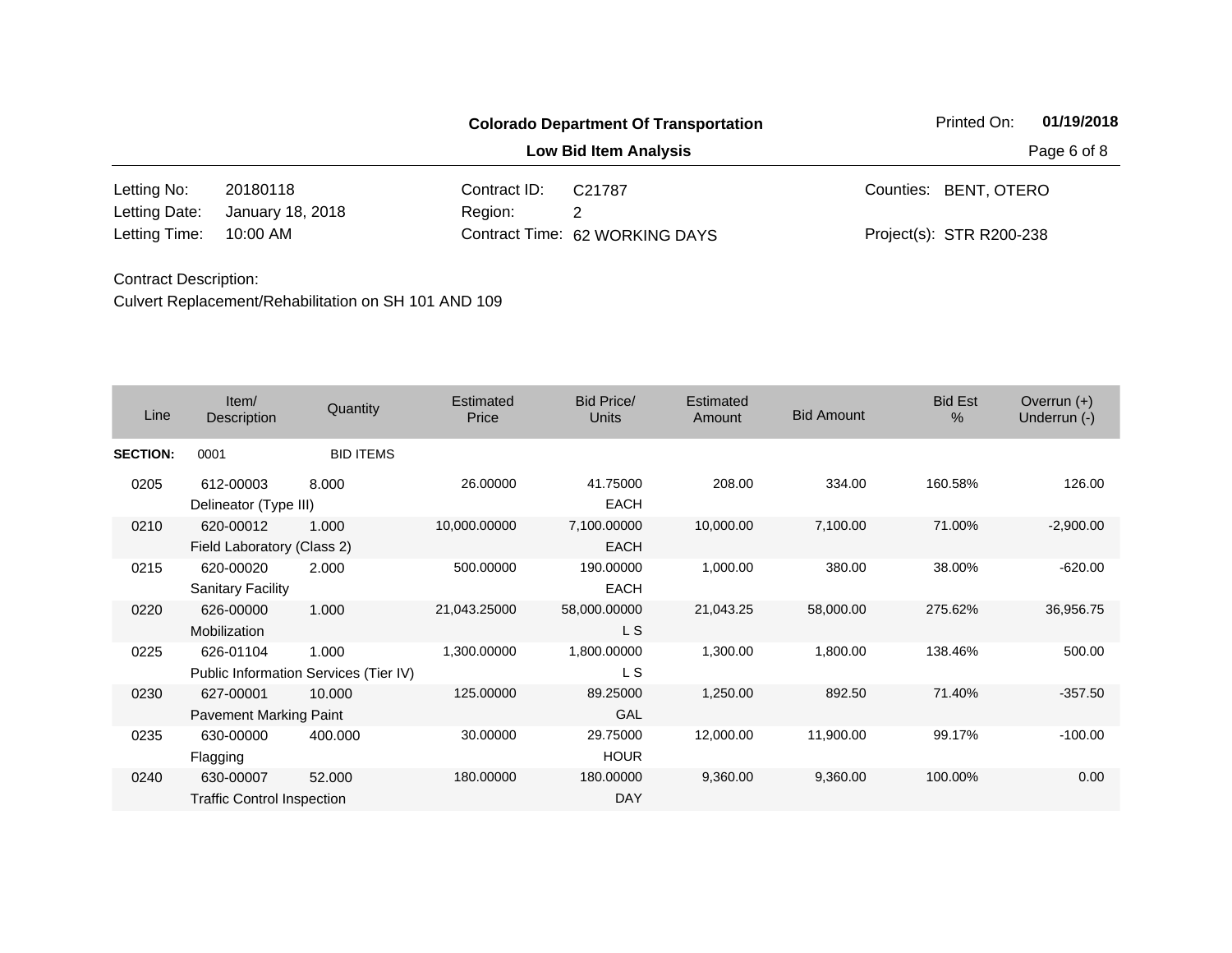**Colorado Department Of Transportation**

**Low Bid Item Analysis**

Printed On: **01/19/2018**

| | | | | | |
|---|---|---|---|---|---|
| Letting No: | 20180118 | Contract ID: | C21787 | Counties: | BENT, OTERO |
| Letting Date: | January 18, 2018 | Region: | 2 | | |
| Letting Time: | 10:00 AM | Contract Time: | 62 WORKING DAYS | Project(s): | STR R200-238 |

Contract Description:
Culvert Replacement/Rehabilitation on SH 101 AND 109

| Line | Item/ Description | Quantity | Estimated Price | Bid Price/ Units | Estimated Amount | Bid Amount | Bid Est % | Overrun (+) Underrun (-) |
|---|---|---|---|---|---|---|---|---|
| **SECTION:** | 0001 | BID ITEMS | | | | | | |
| 0205 | 612-00003 Delineator (Type III) | 8.000 | 26.00000 | 41.75000 EACH | 208.00 | 334.00 | 160.58% | 126.00 |
| 0210 | 620-00012 Field Laboratory (Class 2) | 1.000 | 10,000.00000 | 7,100.00000 EACH | 10,000.00 | 7,100.00 | 71.00% | -2,900.00 |
| 0215 | 620-00020 Sanitary Facility | 2.000 | 500.00000 | 190.00000 EACH | 1,000.00 | 380.00 | 38.00% | -620.00 |
| 0220 | 626-00000 Mobilization | 1.000 | 21,043.25000 | 58,000.00000 L S | 21,043.25 | 58,000.00 | 275.62% | 36,956.75 |
| 0225 | 626-01104 Public Information Services (Tier IV) | 1.000 | 1,300.00000 | 1,800.00000 L S | 1,300.00 | 1,800.00 | 138.46% | 500.00 |
| 0230 | 627-00001 Pavement Marking Paint | 10.000 | 125.00000 | 89.25000 GAL | 1,250.00 | 892.50 | 71.40% | -357.50 |
| 0235 | 630-00000 Flagging | 400.000 | 30.00000 | 29.75000 HOUR | 12,000.00 | 11,900.00 | 99.17% | -100.00 |
| 0240 | 630-00007 Traffic Control Inspection | 52.000 | 180.00000 | 180.00000 DAY | 9,360.00 | 9,360.00 | 100.00% | 0.00 |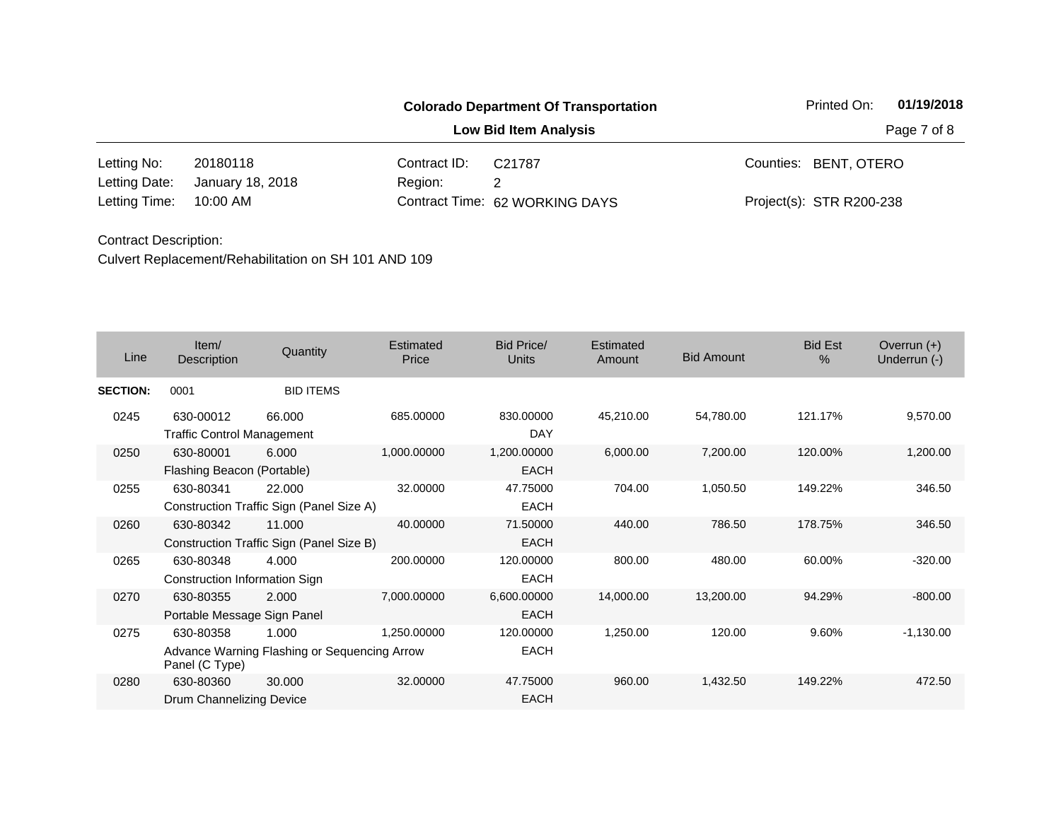**Colorado Department Of Transportation**

**Low Bid Item Analysis**

Printed On: **01/19/2018**

| | | | | | |
|---|---|---|---|---|---|
| Letting No: | 20180118 | Contract ID: | C21787 | Counties: | BENT, OTERO |
| Letting Date: | January 18, 2018 | Region: | 2 | | |
| Letting Time: | 10:00 AM | Contract Time: | 62 WORKING DAYS | Project(s): | STR R200-238 |

Contract Description:
Culvert Replacement/Rehabilitation on SH 101 AND 109

| Line | Item/ Description | Quantity | Estimated Price | Bid Price/ Units | Estimated Amount | Bid Amount | Bid Est % | Overrun (+) Underrun (-) |
|---|---|---|---|---|---|---|---|---|
| **SECTION:** | 0001 | BID ITEMS | | | | | | |
| 0245 | 630-00012 Traffic Control Management | 66.000 | 685.00000 | 830.00000 DAY | 45,210.00 | 54,780.00 | 121.17% | 9,570.00 |
| 0250 | 630-80001 Flashing Beacon (Portable) | 6.000 | 1,000.00000 | 1,200.00000 EACH | 6,000.00 | 7,200.00 | 120.00% | 1,200.00 |
| 0255 | 630-80341 Construction Traffic Sign (Panel Size A) | 22.000 | 32.00000 | 47.75000 EACH | 704.00 | 1,050.50 | 149.22% | 346.50 |
| 0260 | 630-80342 Construction Traffic Sign (Panel Size B) | 11.000 | 40.00000 | 71.50000 EACH | 440.00 | 786.50 | 178.75% | 346.50 |
| 0265 | 630-80348 Construction Information Sign | 4.000 | 200.00000 | 120.00000 EACH | 800.00 | 480.00 | 60.00% | -320.00 |
| 0270 | 630-80355 Portable Message Sign Panel | 2.000 | 7,000.00000 | 6,600.00000 EACH | 14,000.00 | 13,200.00 | 94.29% | -800.00 |
| 0275 | 630-80358 Advance Warning Flashing or Sequencing Arrow Panel (C Type) | 1.000 | 1,250.00000 | 120.00000 EACH | 1,250.00 | 120.00 | 9.60% | -1,130.00 |
| 0280 | 630-80360 Drum Channelizing Device | 30.000 | 32.00000 | 47.75000 EACH | 960.00 | 1,432.50 | 149.22% | 472.50 |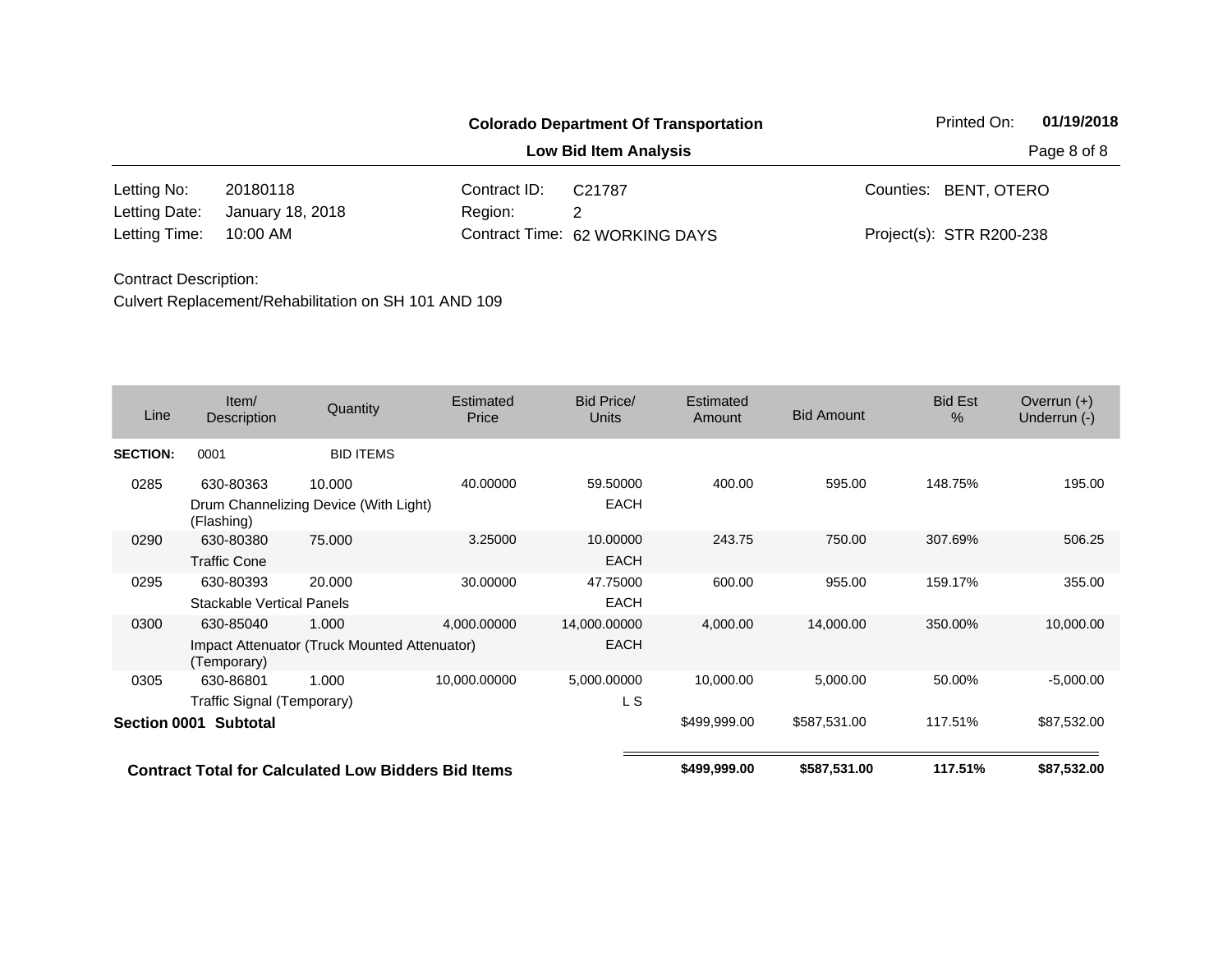**Colorado Department Of Transportation**

**Low Bid Item Analysis**

| | | | | | |
|---|---|---|---|---|---|
| Letting No: | 20180118 | Contract ID: | C21787 | Counties: | BENT, OTERO |
| Letting Date: | January 18, 2018 | Region: | 2 | | |
| Letting Time: | 10:00 AM | Contract Time: | 62 WORKING DAYS | Project(s): | STR R200-238 |

Contract Description:

Culvert Replacement/Rehabilitation on SH 101 AND 109

| Line | Item/ Description | Quantity | Estimated Price | Bid Price/ Units | Estimated Amount | Bid Amount | Bid Est % | Overrun (+) Underrun (-) |
|---|---|---|---|---|---|---|---|---|
| **SECTION:** | 0001 | BID ITEMS | | | | | | |
| 0285 | 630-80363 Drum Channelizing Device (With Light) (Flashing) | 10.000 | 40.00000 | 59.50000 EACH | 400.00 | 595.00 | 148.75% | 195.00 |
| 0290 | 630-80380 Traffic Cone | 75.000 | 3.25000 | 10.00000 EACH | 243.75 | 750.00 | 307.69% | 506.25 |
| 0295 | 630-80393 Stackable Vertical Panels | 20.000 | 30.00000 | 47.75000 EACH | 600.00 | 955.00 | 159.17% | 355.00 |
| 0300 | 630-85040 Impact Attenuator (Truck Mounted Attenuator) (Temporary) | 1.000 | 4,000.00000 | 14,000.00000 EACH | 4,000.00 | 14,000.00 | 350.00% | 10,000.00 |
| 0305 | 630-86801 Traffic Signal (Temporary) | 1.000 | 10,000.00000 | 5,000.00000 L S | 10,000.00 | 5,000.00 | 50.00% | -5,000.00 |
| **Section 0001 Subtotal** | | | | | $499,999.00 | $587,531.00 | 117.51% | $87,532.00 |
| **Contract Total for Calculated Low Bidders Bid Items** | | | | | **$499,999.00** | **$587,531.00** | **117.51%** | **$87,532.00** |